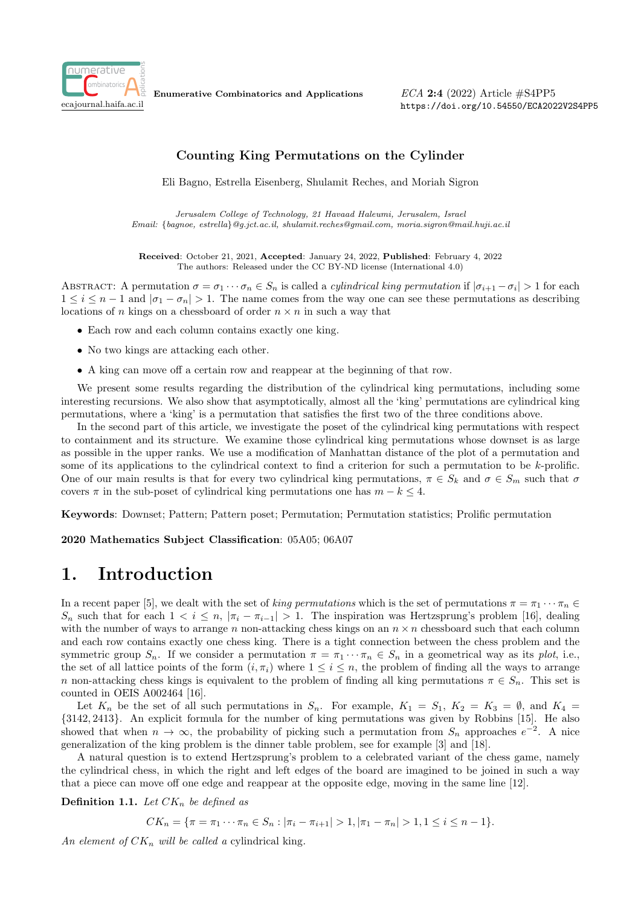# Counting King Permutations on the Cylinder

Eli Bagno, Estrella Eisenberg, Shulamit Reches, and Moriah Sigron

*Jerusalem College of Technology, 21 Havaad Haleumi, Jerusalem, Israel*
*Email: {bagnoe, estrella}@g.jct.ac.il, shulamit.reches@gmail.com, moria.sigron@mail.huji.ac.il*

**Received**: October 21, 2021, **Accepted**: January 24, 2022, **Published**: February 4, 2022
The authors: Released under the CC BY-ND license (International 4.0)

Abstract: A permutation $\sigma = \sigma_1 \cdots \sigma_n \in S_n$ is called a *cylindrical king permutation* if $|\sigma_{i+1} - \sigma_i| > 1$ for each $1 \leq i \leq n-1$ and $|\sigma_1 - \sigma_n| > 1$. The name comes from the way one can see these permutations as describing locations of $n$ kings on a chessboard of order $n \times n$ in such a way that

- Each row and each column contains exactly one king.
- No two kings are attacking each other.
- A king can move off a certain row and reappear at the beginning of that row.

We present some results regarding the distribution of the cylindrical king permutations, including some interesting recursions. We also show that asymptotically, almost all the 'king' permutations are cylindrical king permutations, where a 'king' is a permutation that satisfies the first two of the three conditions above.

In the second part of this article, we investigate the poset of the cylindrical king permutations with respect to containment and its structure. We examine those cylindrical king permutations whose downset is as large as possible in the upper ranks. We use a modification of Manhattan distance of the plot of a permutation and some of its applications to the cylindrical context to find a criterion for such a permutation to be $k$-prolific. One of our main results is that for every two cylindrical king permutations, $\pi \in S_k$ and $\sigma \in S_m$ such that $\sigma$ covers $\pi$ in the sub-poset of cylindrical king permutations one has $m - k \leq 4$.

**Keywords**: Downset; Pattern; Pattern poset; Permutation; Permutation statistics; Prolific permutation

**2020 Mathematics Subject Classification**: 05A05; 06A07

# 1. Introduction

In a recent paper [5], we dealt with the set of *king permutations* which is the set of permutations $\pi = \pi_1 \cdots \pi_n \in S_n$ such that for each $1 < i \leq n$, $|\pi_i - \pi_{i-1}| > 1$. The inspiration was Hertzsprung's problem [16], dealing with the number of ways to arrange $n$ non-attacking chess kings on an $n \times n$ chessboard such that each column and each row contains exactly one chess king. There is a tight connection between the chess problem and the symmetric group $S_n$. If we consider a permutation $\pi = \pi_1 \cdots \pi_n \in S_n$ in a geometrical way as its *plot*, i.e., the set of all lattice points of the form $(i, \pi_i)$ where $1 \leq i \leq n$, the problem of finding all the ways to arrange $n$ non-attacking chess kings is equivalent to the problem of finding all king permutations $\pi \in S_n$. This set is counted in OEIS A002464 [16].

Let $K_n$ be the set of all such permutations in $S_n$. For example, $K_1 = S_1$, $K_2 = K_3 = \emptyset$, and $K_4 = \{3142, 2413\}$. An explicit formula for the number of king permutations was given by Robbins [15]. He also showed that when $n \to \infty$, the probability of picking such a permutation from $S_n$ approaches $e^{-2}$. A nice generalization of the king problem is the dinner table problem, see for example [3] and [18].

A natural question is to extend Hertzsprung's problem to a celebrated variant of the chess game, namely the cylindrical chess, in which the right and left edges of the board are imagined to be joined in such a way that a piece can move off one edge and reappear at the opposite edge, moving in the same line [12].

**Definition 1.1.** *Let $CK_n$ be defined as*

$$CK_n = \{\pi = \pi_1 \cdots \pi_n \in S_n : |\pi_i - \pi_{i+1}| > 1, |\pi_1 - \pi_n| > 1, 1 \leq i \leq n-1\}.$$

*An element of $CK_n$ will be called a* cylindrical king.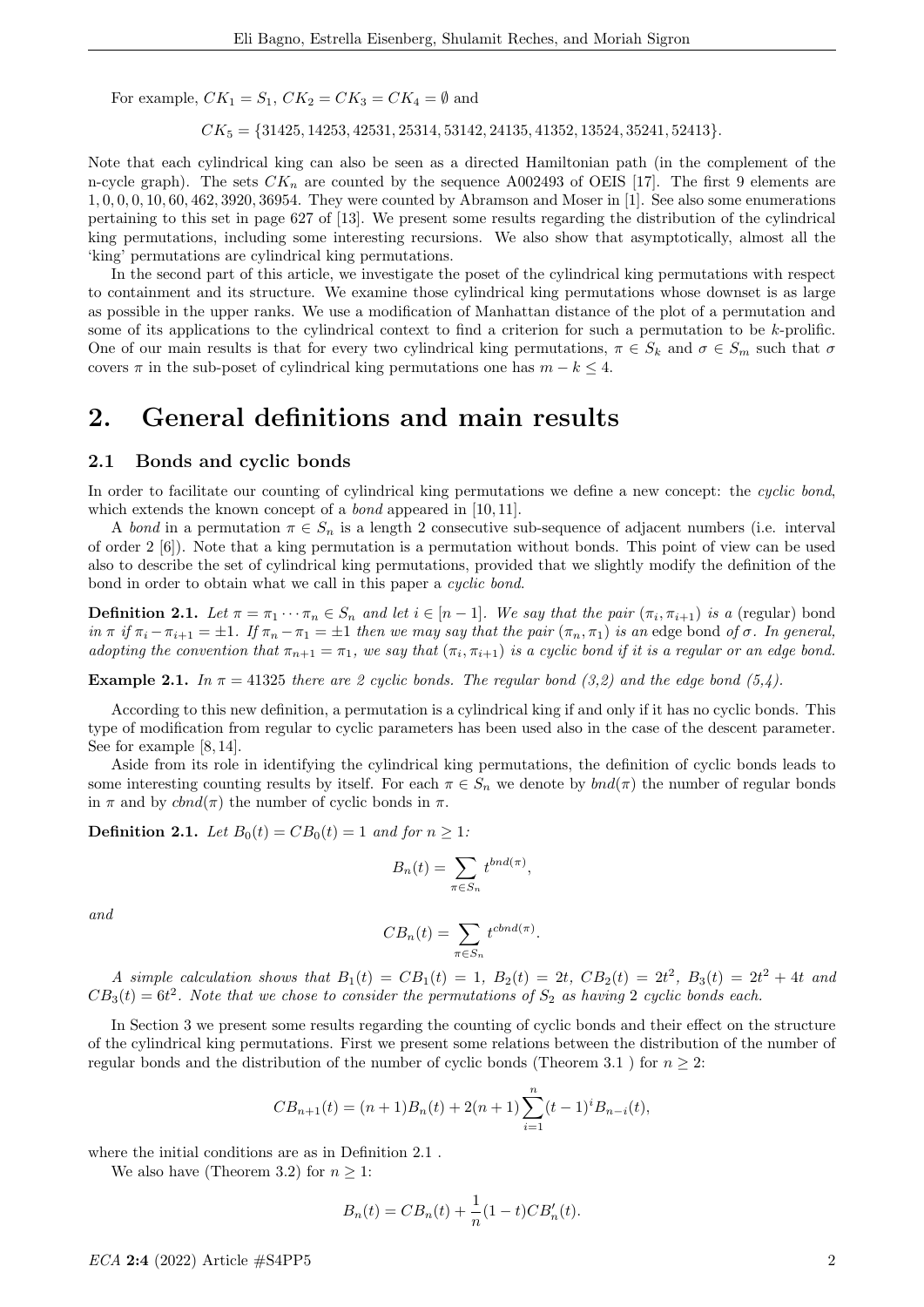For example, $CK_1 = S_1$, $CK_2 = CK_3 = CK_4 = \emptyset$ and

$$CK_5 = \{31425, 14253, 42531, 25314, 53142, 24135, 41352, 13524, 35241, 52413\}.$$

Note that each cylindrical king can also be seen as a directed Hamiltonian path (in the complement of the n-cycle graph). The sets $CK_n$ are counted by the sequence A002493 of OEIS [17]. The first 9 elements are $1, 0, 0, 0, 10, 60, 462, 3920, 36954$. They were counted by Abramson and Moser in [1]. See also some enumerations pertaining to this set in page 627 of [13]. We present some results regarding the distribution of the cylindrical king permutations, including some interesting recursions. We also show that asymptotically, almost all the 'king' permutations are cylindrical king permutations.

In the second part of this article, we investigate the poset of the cylindrical king permutations with respect to containment and its structure. We examine those cylindrical king permutations whose downset is as large as possible in the upper ranks. We use a modification of Manhattan distance of the plot of a permutation and some of its applications to the cylindrical context to find a criterion for such a permutation to be $k$-prolific. One of our main results is that for every two cylindrical king permutations, $\pi \in S_k$ and $\sigma \in S_m$ such that $\sigma$ covers $\pi$ in the sub-poset of cylindrical king permutations one has $m - k \leq 4$.

# 2. General definitions and main results

## 2.1 Bonds and cyclic bonds

In order to facilitate our counting of cylindrical king permutations we define a new concept: the *cyclic bond*, which extends the known concept of a *bond* appeared in [10, 11].

A *bond* in a permutation $\pi \in S_n$ is a length 2 consecutive sub-sequence of adjacent numbers (i.e. interval of order 2 [6]). Note that a king permutation is a permutation without bonds. This point of view can be used also to describe the set of cylindrical king permutations, provided that we slightly modify the definition of the bond in order to obtain what we call in this paper a *cyclic bond*.

**Definition 2.1.** *Let $\pi = \pi_1 \cdots \pi_n \in S_n$ and let $i \in [n-1]$. We say that the pair $(\pi_i, \pi_{i+1})$ is a* (regular) bond *in $\pi$ if $\pi_i - \pi_{i+1} = \pm 1$. If $\pi_n - \pi_1 = \pm 1$ then we may say that the pair $(\pi_n, \pi_1)$ is an* edge bond *of $\sigma$. In general, adopting the convention that $\pi_{n+1} = \pi_1$, we say that $(\pi_i, \pi_{i+1})$ is a cyclic bond if it is a regular or an edge bond.*

**Example 2.1.** *In $\pi = 41325$ there are 2 cyclic bonds. The regular bond (3,2) and the edge bond (5,4).*

According to this new definition, a permutation is a cylindrical king if and only if it has no cyclic bonds. This type of modification from regular to cyclic parameters has been used also in the case of the descent parameter. See for example [8, 14].

Aside from its role in identifying the cylindrical king permutations, the definition of cyclic bonds leads to some interesting counting results by itself. For each $\pi \in S_n$ we denote by $bnd(\pi)$ the number of regular bonds in $\pi$ and by $cbnd(\pi)$ the number of cyclic bonds in $\pi$.

**Definition 2.1.** *Let $B_0(t) = CB_0(t) = 1$ and for $n \geq 1$:*

$$B_n(t) = \sum_{\pi \in S_n} t^{bnd(\pi)},$$

*and*

$$CB_n(t) = \sum_{\pi \in S_n} t^{cbnd(\pi)}.$$

*A simple calculation shows that $B_1(t) = CB_1(t) = 1$, $B_2(t) = 2t$, $CB_2(t) = 2t^2$, $B_3(t) = 2t^2 + 4t$ and $CB_3(t) = 6t^2$. Note that we chose to consider the permutations of $S_2$ as having 2 cyclic bonds each.*

In Section 3 we present some results regarding the counting of cyclic bonds and their effect on the structure of the cylindrical king permutations. First we present some relations between the distribution of the number of regular bonds and the distribution of the number of cyclic bonds (Theorem 3.1 ) for $n \geq 2$:

$$CB_{n+1}(t) = (n+1)B_n(t) + 2(n+1)\sum_{i=1}^{n}(t-1)^i B_{n-i}(t),$$

where the initial conditions are as in Definition 2.1 .

We also have (Theorem 3.2) for $n \geq 1$:

$$B_n(t) = CB_n(t) + \frac{1}{n}(1-t)CB_n'(t).$$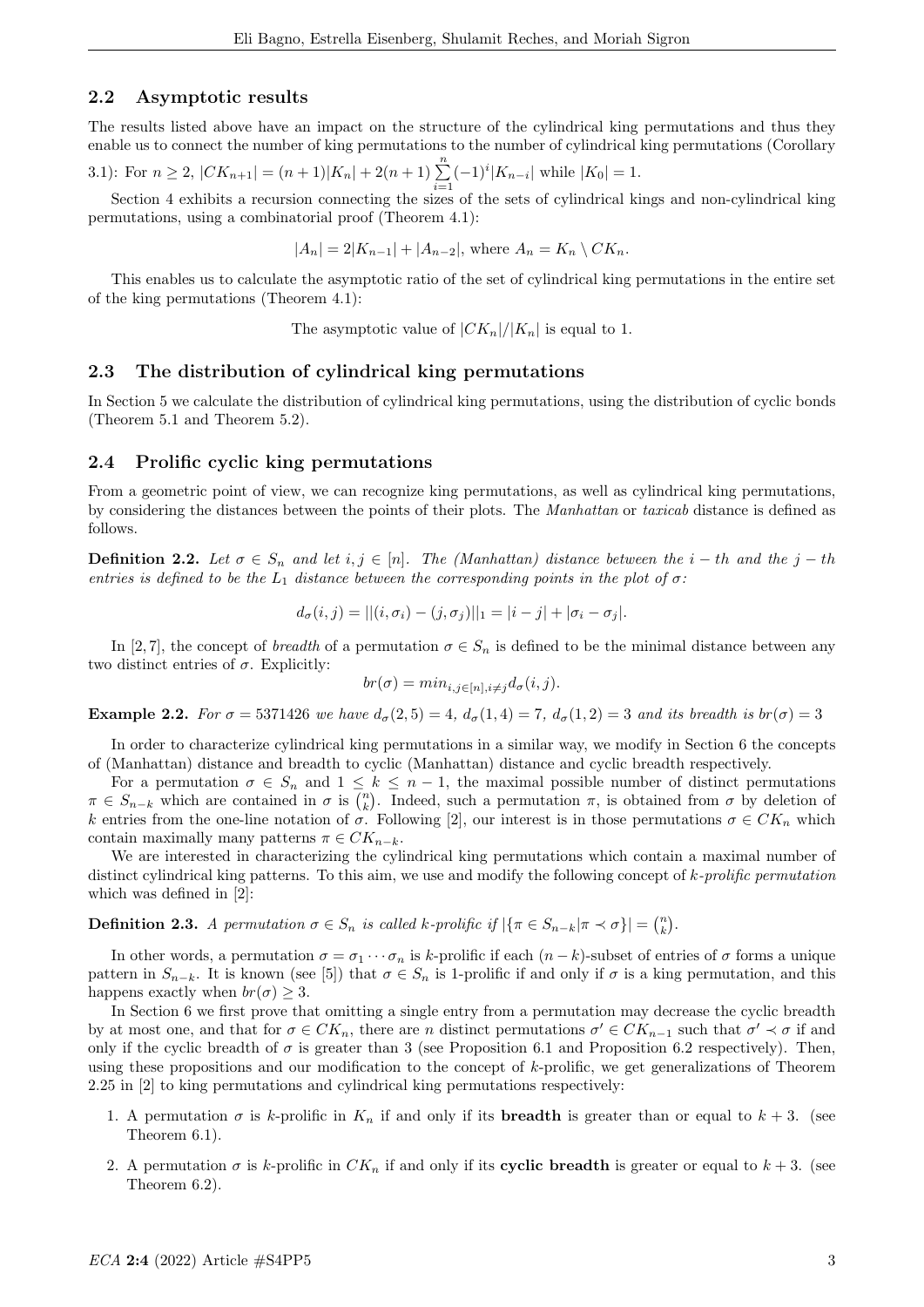## 2.2 Asymptotic results

The results listed above have an impact on the structure of the cylindrical king permutations and thus they enable us to connect the number of king permutations to the number of cylindrical king permutations (Corollary 3.1): For $n \geq 2$, $|CK_{n+1}| = (n+1)|K_n| + 2(n+1)\sum_{i=1}^{n}(-1)^i|K_{n-i}|$ while $|K_0| = 1$.

Section 4 exhibits a recursion connecting the sizes of the sets of cylindrical kings and non-cylindrical king permutations, using a combinatorial proof (Theorem 4.1):

$$|A_n| = 2|K_{n-1}| + |A_{n-2}|, \text{ where } A_n = K_n \setminus CK_n.$$

This enables us to calculate the asymptotic ratio of the set of cylindrical king permutations in the entire set of the king permutations (Theorem 4.1):

The asymptotic value of $|CK_n|/|K_n|$ is equal to 1.

## 2.3 The distribution of cylindrical king permutations

In Section 5 we calculate the distribution of cylindrical king permutations, using the distribution of cyclic bonds (Theorem 5.1 and Theorem 5.2).

## 2.4 Prolific cyclic king permutations

From a geometric point of view, we can recognize king permutations, as well as cylindrical king permutations, by considering the distances between the points of their plots. The *Manhattan* or *taxicab* distance is defined as follows.

**Definition 2.2.** *Let $\sigma \in S_n$ and let $i, j \in [n]$. The (Manhattan) distance between the $i-th$ and the $j-th$ entries is defined to be the $L_1$ distance between the corresponding points in the plot of $\sigma$:*

$$d_\sigma(i,j) = ||(i,\sigma_i) - (j,\sigma_j)||_1 = |i-j| + |\sigma_i - \sigma_j|.$$

In [2, 7], the concept of *breadth* of a permutation $\sigma \in S_n$ is defined to be the minimal distance between any two distinct entries of $\sigma$. Explicitly:

$$br(\sigma) = min_{i,j\in[n], i\neq j} d_\sigma(i,j).$$

**Example 2.2.** *For $\sigma = 5371426$ we have $d_\sigma(2,5) = 4$, $d_\sigma(1,4) = 7$, $d_\sigma(1,2) = 3$ and its breadth is $br(\sigma) = 3$*

In order to characterize cylindrical king permutations in a similar way, we modify in Section 6 the concepts of (Manhattan) distance and breadth to cyclic (Manhattan) distance and cyclic breadth respectively.

For a permutation $\sigma \in S_n$ and $1 \leq k \leq n-1$, the maximal possible number of distinct permutations $\pi \in S_{n-k}$ which are contained in $\sigma$ is $\binom{n}{k}$. Indeed, such a permutation $\pi$, is obtained from $\sigma$ by deletion of $k$ entries from the one-line notation of $\sigma$. Following [2], our interest is in those permutations $\sigma \in CK_n$ which contain maximally many patterns $\pi \in CK_{n-k}$.

We are interested in characterizing the cylindrical king permutations which contain a maximal number of distinct cylindrical king patterns. To this aim, we use and modify the following concept of *k-prolific permutation* which was defined in [2]:

**Definition 2.3.** *A permutation $\sigma \in S_n$ is called k-prolific if $|\{\pi \in S_{n-k} | \pi \prec \sigma\}| = \binom{n}{k}$.*

In other words, a permutation $\sigma = \sigma_1 \cdots \sigma_n$ is $k$-prolific if each $(n-k)$-subset of entries of $\sigma$ forms a unique pattern in $S_{n-k}$. It is known (see [5]) that $\sigma \in S_n$ is 1-prolific if and only if $\sigma$ is a king permutation, and this happens exactly when $br(\sigma) \geq 3$.

In Section 6 we first prove that omitting a single entry from a permutation may decrease the cyclic breadth by at most one, and that for $\sigma \in CK_n$, there are $n$ distinct permutations $\sigma' \in CK_{n-1}$ such that $\sigma' \prec \sigma$ if and only if the cyclic breadth of $\sigma$ is greater than 3 (see Proposition 6.1 and Proposition 6.2 respectively). Then, using these propositions and our modification to the concept of $k$-prolific, we get generalizations of Theorem 2.25 in [2] to king permutations and cylindrical king permutations respectively:

1. A permutation $\sigma$ is $k$-prolific in $K_n$ if and only if its **breadth** is greater than or equal to $k+3$. (see Theorem 6.1).
2. A permutation $\sigma$ is $k$-prolific in $CK_n$ if and only if its **cyclic breadth** is greater or equal to $k+3$. (see Theorem 6.2).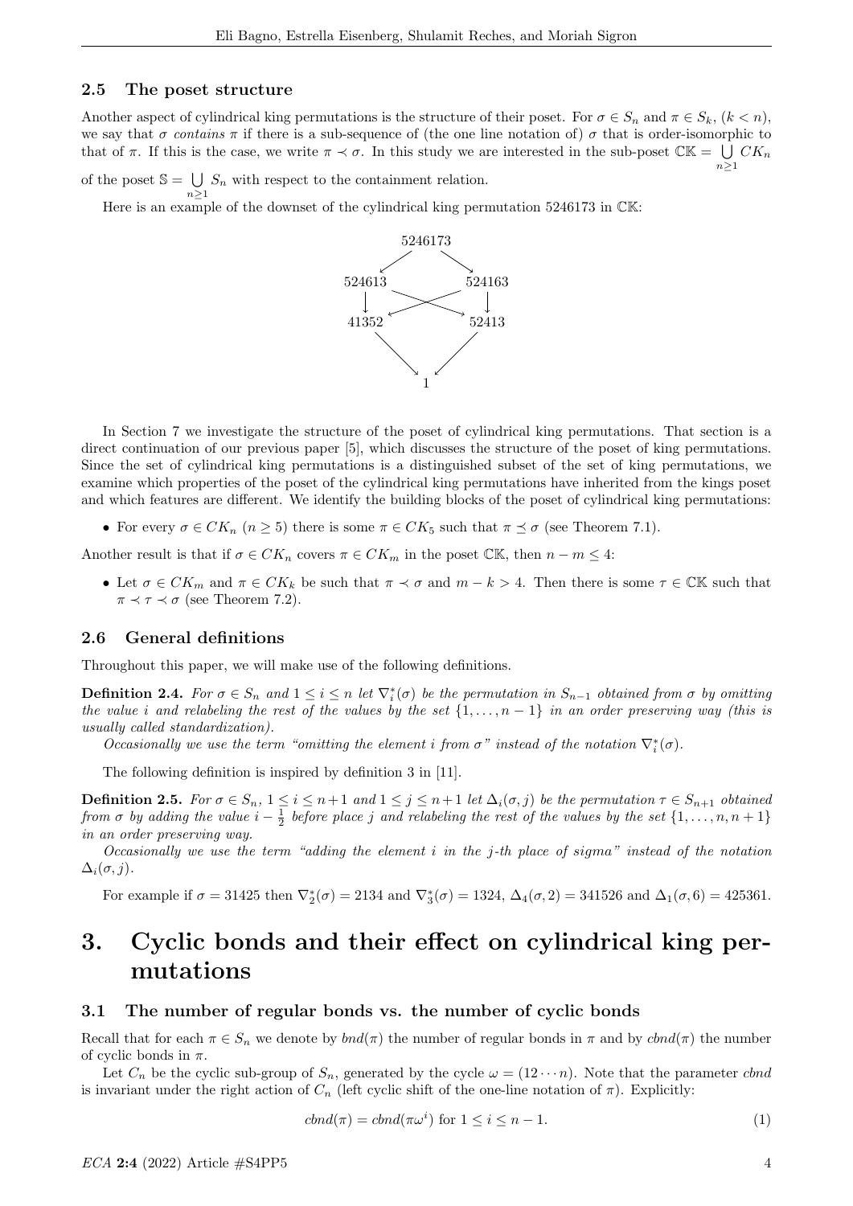### 2.5 The poset structure

Another aspect of cylindrical king permutations is the structure of their poset. For $\sigma \in S_n$ and $\pi \in S_k$, $(k < n)$, we say that $\sigma$ *contains* $\pi$ if there is a sub-sequence of (the one line notation of) $\sigma$ that is order-isomorphic to that of $\pi$. If this is the case, we write $\pi \prec \sigma$. In this study we are interested in the sub-poset $\mathbb{CK} = \bigcup_{n \geq 1} CK_n$ of the poset $\mathbb{S} = \bigcup_{n \geq 1} S_n$ with respect to the containment relation.

Here is an example of the downset of the cylindrical king permutation 5246173 in $\mathbb{CK}$:

```
            5246173
           /       \
      524613       524163
         |    \   /    |
         |     \ /     |
         |     / \     |
      41352          52413
           \        /
                1
```

In Section 7 we investigate the structure of the poset of cylindrical king permutations. That section is a direct continuation of our previous paper [5], which discusses the structure of the poset of king permutations. Since the set of cylindrical king permutations is a distinguished subset of the set of king permutations, we examine which properties of the poset of the cylindrical king permutations have inherited from the kings poset and which features are different. We identify the building blocks of the poset of cylindrical king permutations:

- For every $\sigma \in CK_n$ $(n \geq 5)$ there is some $\pi \in CK_5$ such that $\pi \preceq \sigma$ (see Theorem 7.1).

Another result is that if $\sigma \in CK_n$ covers $\pi \in CK_m$ in the poset $\mathbb{CK}$, then $n - m \leq 4$:

- Let $\sigma \in CK_m$ and $\pi \in CK_k$ be such that $\pi \prec \sigma$ and $m - k > 4$. Then there is some $\tau \in \mathbb{CK}$ such that $\pi \prec \tau \prec \sigma$ (see Theorem 7.2).

### 2.6 General definitions

Throughout this paper, we will make use of the following definitions.

**Definition 2.4.** *For $\sigma \in S_n$ and $1 \leq i \leq n$ let $\nabla_i^*(\sigma)$ be the permutation in $S_{n-1}$ obtained from $\sigma$ by omitting the value $i$ and relabeling the rest of the values by the set $\{1, \dots, n-1\}$ in an order preserving way (this is usually called standardization).*

*Occasionally we use the term "omitting the element $i$ from $\sigma$" instead of the notation $\nabla_i^*(\sigma)$.*

The following definition is inspired by definition 3 in [11].

**Definition 2.5.** *For $\sigma \in S_n$, $1 \leq i \leq n+1$ and $1 \leq j \leq n+1$ let $\Delta_i(\sigma, j)$ be the permutation $\tau \in S_{n+1}$ obtained from $\sigma$ by adding the value $i - \frac{1}{2}$ before place $j$ and relabeling the rest of the values by the set $\{1, \dots, n, n+1\}$ in an order preserving way.*

*Occasionally we use the term "adding the element $i$ in the $j$-th place of sigma" instead of the notation $\Delta_i(\sigma, j)$.*

For example if $\sigma = 31425$ then $\nabla_2^*(\sigma) = 2134$ and $\nabla_3^*(\sigma) = 1324$, $\Delta_4(\sigma, 2) = 341526$ and $\Delta_1(\sigma, 6) = 425361$.

# 3. Cyclic bonds and their effect on cylindrical king permutations

### 3.1 The number of regular bonds vs. the number of cyclic bonds

Recall that for each $\pi \in S_n$ we denote by $bnd(\pi)$ the number of regular bonds in $\pi$ and by $cbnd(\pi)$ the number of cyclic bonds in $\pi$.

Let $C_n$ be the cyclic sub-group of $S_n$, generated by the cycle $\omega = (12 \cdots n)$. Note that the parameter $cbnd$ is invariant under the right action of $C_n$ (left cyclic shift of the one-line notation of $\pi$). Explicitly:

$$cbnd(\pi) = cbnd(\pi\omega^i) \text{ for } 1 \leq i \leq n-1. \tag{1}$$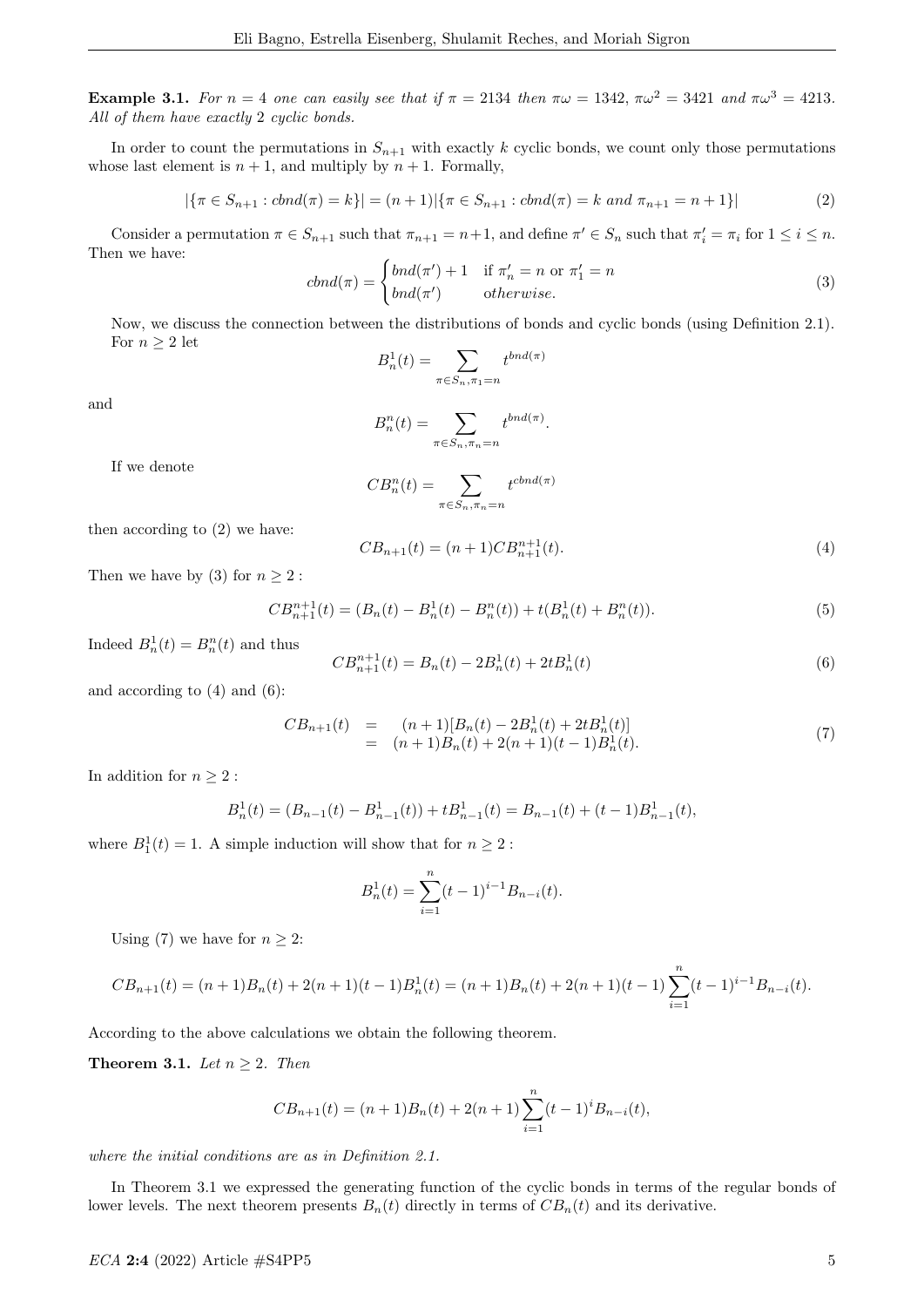**Example 3.1.** *For $n = 4$ one can easily see that if $\pi = 2134$ then $\pi\omega = 1342$, $\pi\omega^2 = 3421$ and $\pi\omega^3 = 4213$. All of them have exactly 2 cyclic bonds.*

In order to count the permutations in $S_{n+1}$ with exactly $k$ cyclic bonds, we count only those permutations whose last element is $n+1$, and multiply by $n+1$. Formally,

$$|\{\pi \in S_{n+1} : cbnd(\pi) = k\}| = (n+1)|\{\pi \in S_{n+1} : cbnd(\pi) = k \text{ and } \pi_{n+1} = n+1\}| \tag{2}$$

Consider a permutation $\pi \in S_{n+1}$ such that $\pi_{n+1} = n+1$, and define $\pi' \in S_n$ such that $\pi'_i = \pi_i$ for $1 \leq i \leq n$. Then we have:

$$cbnd(\pi) = \begin{cases} bnd(\pi') + 1 & \text{if } \pi'_n = n \text{ or } \pi'_1 = n \\ bnd(\pi') & otherwise. \end{cases} \tag{3}$$

Now, we discuss the connection between the distributions of bonds and cyclic bonds (using Definition 2.1). For $n \geq 2$ let

$$B_n^1(t) = \sum_{\pi \in S_n, \pi_1 = n} t^{bnd(\pi)}$$

and

$$B_n^n(t) = \sum_{\pi \in S_n, \pi_n = n} t^{bnd(\pi)}.$$

If we denote

$$CB_n^n(t) = \sum_{\pi \in S_n, \pi_n = n} t^{cbnd(\pi)}$$

then according to (2) we have:

$$CB_{n+1}(t) = (n+1)CB_{n+1}^{n+1}(t). \tag{4}$$

Then we have by (3) for $n \geq 2$ :

$$CB_{n+1}^{n+1}(t) = (B_n(t) - B_n^1(t) - B_n^n(t)) + t(B_n^1(t) + B_n^n(t)). \tag{5}$$

Indeed $B_n^1(t) = B_n^n(t)$ and thus

$$CB_{n+1}^{n+1}(t) = B_n(t) - 2B_n^1(t) + 2tB_n^1(t) \tag{6}$$

and according to (4) and (6):

$$\begin{aligned} CB_{n+1}(t) &= (n+1)[B_n(t) - 2B_n^1(t) + 2tB_n^1(t)] \\ &= (n+1)B_n(t) + 2(n+1)(t-1)B_n^1(t). \end{aligned} \tag{7}$$

In addition for $n \geq 2$ :

$$B_n^1(t) = (B_{n-1}(t) - B_{n-1}^1(t)) + tB_{n-1}^1(t) = B_{n-1}(t) + (t-1)B_{n-1}^1(t),$$

where $B_1^1(t) = 1$. A simple induction will show that for $n \geq 2$ :

$$B_n^1(t) = \sum_{i=1}^{n} (t-1)^{i-1} B_{n-i}(t).$$

Using (7) we have for $n \geq 2$:

$$CB_{n+1}(t) = (n+1)B_n(t) + 2(n+1)(t-1)B_n^1(t) = (n+1)B_n(t) + 2(n+1)(t-1)\sum_{i=1}^{n}(t-1)^{i-1}B_{n-i}(t).$$

According to the above calculations we obtain the following theorem.

**Theorem 3.1.** *Let $n \geq 2$. Then*

$$CB_{n+1}(t) = (n+1)B_n(t) + 2(n+1)\sum_{i=1}^{n}(t-1)^i B_{n-i}(t),$$

*where the initial conditions are as in Definition 2.1.*

In Theorem 3.1 we expressed the generating function of the cyclic bonds in terms of the regular bonds of lower levels. The next theorem presents $B_n(t)$ directly in terms of $CB_n(t)$ and its derivative.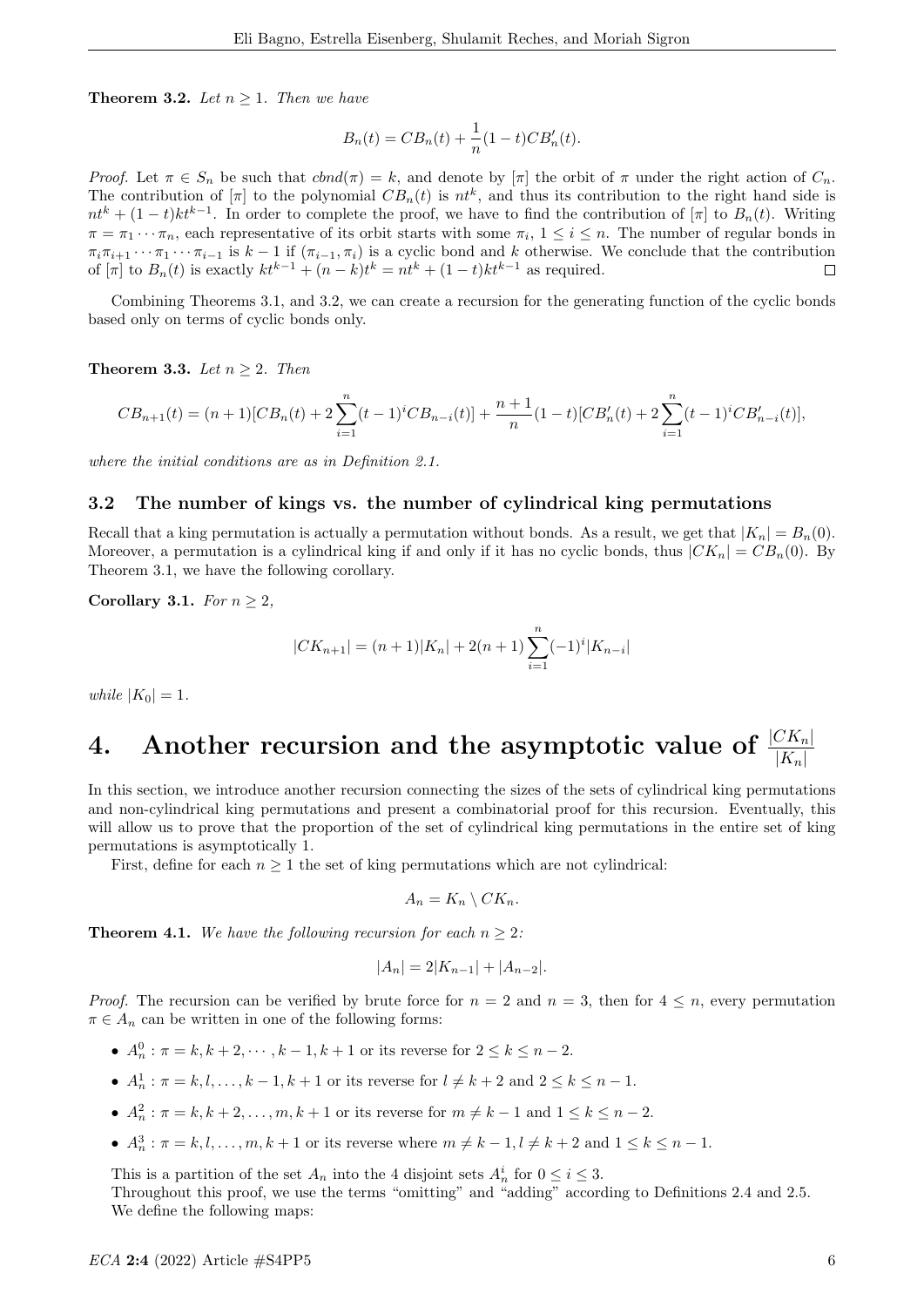**Theorem 3.2.** *Let $n \geq 1$. Then we have*

$$B_n(t) = CB_n(t) + \frac{1}{n}(1-t)CB_n'(t).$$

*Proof.* Let $\pi \in S_n$ be such that $cbnd(\pi) = k$, and denote by $[\pi]$ the orbit of $\pi$ under the right action of $C_n$. The contribution of $[\pi]$ to the polynomial $CB_n(t)$ is $nt^k$, and thus its contribution to the right hand side is $nt^k + (1-t)kt^{k-1}$. In order to complete the proof, we have to find the contribution of $[\pi]$ to $B_n(t)$. Writing $\pi = \pi_1 \cdots \pi_n$, each representative of its orbit starts with some $\pi_i$, $1 \leq i \leq n$. The number of regular bonds in $\pi_i \pi_{i+1} \cdots \pi_1 \cdots \pi_{i-1}$ is $k-1$ if $(\pi_{i-1}, \pi_i)$ is a cyclic bond and $k$ otherwise. We conclude that the contribution of $[\pi]$ to $B_n(t)$ is exactly $kt^{k-1} + (n-k)t^k = nt^k + (1-t)kt^{k-1}$ as required. $\square$

Combining Theorems 3.1, and 3.2, we can create a recursion for the generating function of the cyclic bonds based only on terms of cyclic bonds only.

**Theorem 3.3.** *Let $n \geq 2$. Then*

$$CB_{n+1}(t) = (n+1)[CB_n(t) + 2\sum_{i=1}^{n}(t-1)^i CB_{n-i}(t)] + \frac{n+1}{n}(1-t)[CB_n'(t) + 2\sum_{i=1}^{n}(t-1)^i CB_{n-i}'(t)],$$

*where the initial conditions are as in Definition 2.1.*

### 3.2 The number of kings vs. the number of cylindrical king permutations

Recall that a king permutation is actually a permutation without bonds. As a result, we get that $|K_n| = B_n(0)$. Moreover, a permutation is a cylindrical king if and only if it has no cyclic bonds, thus $|CK_n| = CB_n(0)$. By Theorem 3.1, we have the following corollary.

**Corollary 3.1.** *For $n \geq 2$,*

$$|CK_{n+1}| = (n+1)|K_n| + 2(n+1)\sum_{i=1}^{n}(-1)^i |K_{n-i}|$$

*while $|K_0| = 1$.*

# 4. Another recursion and the asymptotic value of $\frac{|CK_n|}{|K_n|}$

In this section, we introduce another recursion connecting the sizes of the sets of cylindrical king permutations and non-cylindrical king permutations and present a combinatorial proof for this recursion. Eventually, this will allow us to prove that the proportion of the set of cylindrical king permutations in the entire set of king permutations is asymptotically 1.

First, define for each $n \geq 1$ the set of king permutations which are not cylindrical:

$$A_n = K_n \setminus CK_n.$$

**Theorem 4.1.** *We have the following recursion for each $n \geq 2$:*

$$|A_n| = 2|K_{n-1}| + |A_{n-2}|.$$

*Proof.* The recursion can be verified by brute force for $n = 2$ and $n = 3$, then for $4 \leq n$, every permutation $\pi \in A_n$ can be written in one of the following forms:

- $A_n^0 : \pi = k, k+2, \cdots, k-1, k+1$ or its reverse for $2 \leq k \leq n-2$.
- $A_n^1 : \pi = k, l, \ldots, k-1, k+1$ or its reverse for $l \neq k+2$ and $2 \leq k \leq n-1$.
- $A_n^2 : \pi = k, k+2, \ldots, m, k+1$ or its reverse for $m \neq k-1$ and $1 \leq k \leq n-2$.
- $A_n^3 : \pi = k, l, \ldots, m, k+1$ or its reverse where $m \neq k-1, l \neq k+2$ and $1 \leq k \leq n-1$.

This is a partition of the set $A_n$ into the 4 disjoint sets $A_n^i$ for $0 \leq i \leq 3$.

Throughout this proof, we use the terms "omitting" and "adding" according to Definitions 2.4 and 2.5.

We define the following maps: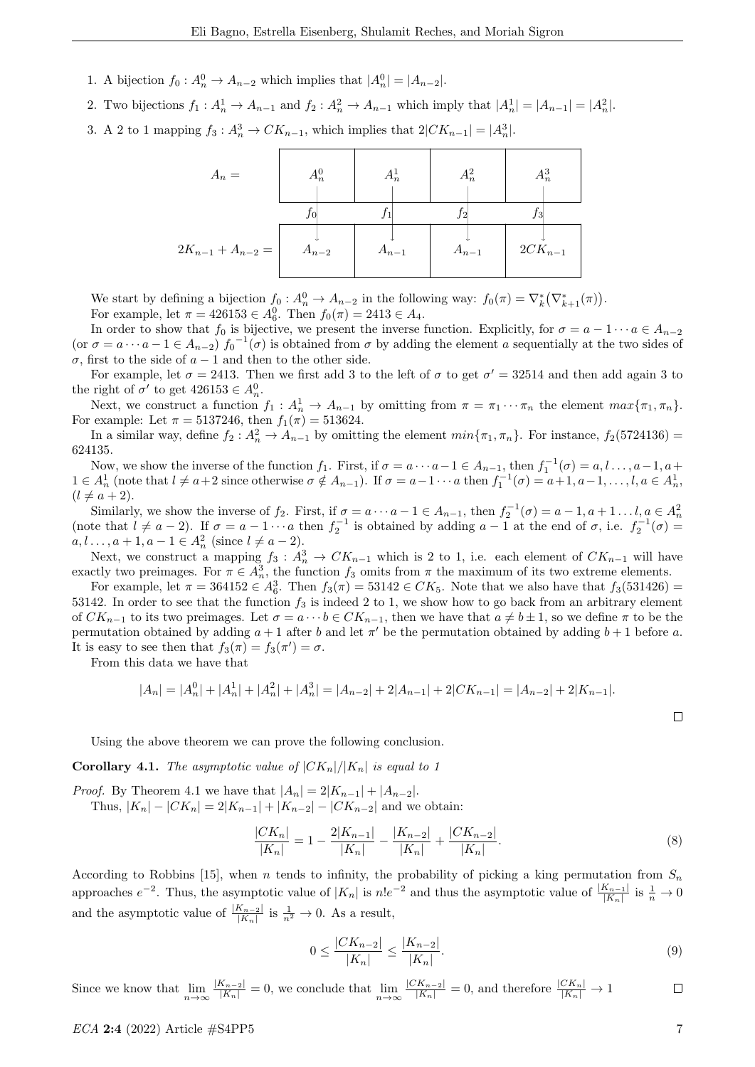1. A bijection $f_0 : A_n^0 \to A_{n-2}$ which implies that $|A_n^0| = |A_{n-2}|$.
2. Two bijections $f_1 : A_n^1 \to A_{n-1}$ and $f_2 : A_n^2 \to A_{n-1}$ which imply that $|A_n^1| = |A_{n-1}| = |A_n^2|$.
3. A 2 to 1 mapping $f_3 : A_n^3 \to CK_{n-1}$, which implies that $2|CK_{n-1}| = |A_n^3|$.

| | | | | |
|---|---|---|---|---|
| $A_n =$ | $A_n^0$ | $A_n^1$ | $A_n^2$ | $A_n^3$ |
| | $f_0$ ↓ | $f_1$ ↓ | $f_2$ ↓ | $f_3$ ↓ |
| $2K_{n-1} + A_{n-2} =$ | $A_{n-2}$ | $A_{n-1}$ | $A_{n-1}$ | $2CK_{n-1}$ |

We start by defining a bijection $f_0 : A_n^0 \to A_{n-2}$ in the following way: $f_0(\pi) = \nabla_k^*\big(\nabla_{k+1}^*(\pi)\big)$.

For example, let $\pi = 426153 \in A_6^0$. Then $f_0(\pi) = 2413 \in A_4$.

In order to show that $f_0$ is bijective, we present the inverse function. Explicitly, for $\sigma = a-1 \cdots a \in A_{n-2}$ (or $\sigma = a \cdots a-1 \in A_{n-2}$) $f_0^{-1}(\sigma)$ is obtained from $\sigma$ by adding the element $a$ sequentially at the two sides of $\sigma$, first to the side of $a-1$ and then to the other side.

For example, let $\sigma = 2413$. Then we first add 3 to the left of $\sigma$ to get $\sigma' = 32514$ and then add again 3 to the right of $\sigma'$ to get $426153 \in A_n^0$.

Next, we construct a function $f_1 : A_n^1 \to A_{n-1}$ by omitting from $\pi = \pi_1 \cdots \pi_n$ the element $max\{\pi_1, \pi_n\}$. For example: Let $\pi = 5137246$, then $f_1(\pi) = 513624$.

In a similar way, define $f_2 : A_n^2 \to A_{n-1}$ by omitting the element $min\{\pi_1, \pi_n\}$. For instance, $f_2(5724136) = 624135$.

Now, we show the inverse of the function $f_1$. First, if $\sigma = a \cdots a-1 \in A_{n-1}$, then $f_1^{-1}(\sigma) = a, l \ldots, a-1, a+1 \in A_n^1$ (note that $l \neq a+2$ since otherwise $\sigma \notin A_{n-1}$). If $\sigma = a-1 \cdots a$ then $f_1^{-1}(\sigma) = a+1, a-1, \ldots, l, a \in A_n^1$, $(l \neq a+2)$.

Similarly, we show the inverse of $f_2$. First, if $\sigma = a \cdots a-1 \in A_{n-1}$, then $f_2^{-1}(\sigma) = a-1, a+1 \ldots l, a \in A_n^2$ (note that $l \neq a-2$). If $\sigma = a-1 \cdots a$ then $f_2^{-1}$ is obtained by adding $a-1$ at the end of $\sigma$, i.e. $f_2^{-1}(\sigma) = a, l \ldots, a+1, a-1 \in A_n^2$ (since $l \neq a-2$).

Next, we construct a mapping $f_3 : A_n^3 \to CK_{n-1}$ which is 2 to 1, i.e. each element of $CK_{n-1}$ will have exactly two preimages. For $\pi \in A_n^3$, the function $f_3$ omits from $\pi$ the maximum of its two extreme elements.

For example, let $\pi = 364152 \in A_6^3$. Then $f_3(\pi) = 53142 \in CK_5$. Note that we also have that $f_3(531426) = 53142$. In order to see that the function $f_3$ is indeed 2 to 1, we show how to go back from an arbitrary element of $CK_{n-1}$ to its two preimages. Let $\sigma = a \cdots b \in CK_{n-1}$, then we have that $a \neq b \pm 1$, so we define $\pi$ to be the permutation obtained by adding $a+1$ after $b$ and let $\pi'$ be the permutation obtained by adding $b+1$ before $a$. It is easy to see then that $f_3(\pi) = f_3(\pi') = \sigma$.

From this data we have that

$$|A_n| = |A_n^0| + |A_n^1| + |A_n^2| + |A_n^3| = |A_{n-2}| + 2|A_{n-1}| + 2|CK_{n-1}| = |A_{n-2}| + 2|K_{n-1}|.$$

□

Using the above theorem we can prove the following conclusion.

**Corollary 4.1.** *The asymptotic value of $|CK_n|/|K_n|$ is equal to 1*

*Proof.* By Theorem 4.1 we have that $|A_n| = 2|K_{n-1}| + |A_{n-2}|$.

Thus, $|K_n| - |CK_n| = 2|K_{n-1}| + |K_{n-2}| - |CK_{n-2}|$ and we obtain:

$$\frac{|CK_n|}{|K_n|} = 1 - \frac{2|K_{n-1}|}{|K_n|} - \frac{|K_{n-2}|}{|K_n|} + \frac{|CK_{n-2}|}{|K_n|}. \tag{8}$$

According to Robbins [15], when $n$ tends to infinity, the probability of picking a king permutation from $S_n$ approaches $e^{-2}$. Thus, the asymptotic value of $|K_n|$ is $n!e^{-2}$ and thus the asymptotic value of $\frac{|K_{n-1}|}{|K_n|}$ is $\frac{1}{n} \to 0$ and the asymptotic value of $\frac{|K_{n-2}|}{|K_n|}$ is $\frac{1}{n^2} \to 0$. As a result,

$$0 \leq \frac{|CK_{n-2}|}{|K_n|} \leq \frac{|K_{n-2}|}{|K_n|}. \tag{9}$$

Since we know that $\lim_{n\to\infty} \frac{|K_{n-2}|}{|K_n|} = 0$, we conclude that $\lim_{n\to\infty} \frac{|CK_{n-2}|}{|K_n|} = 0$, and therefore $\frac{|CK_n|}{|K_n|} \to 1$ □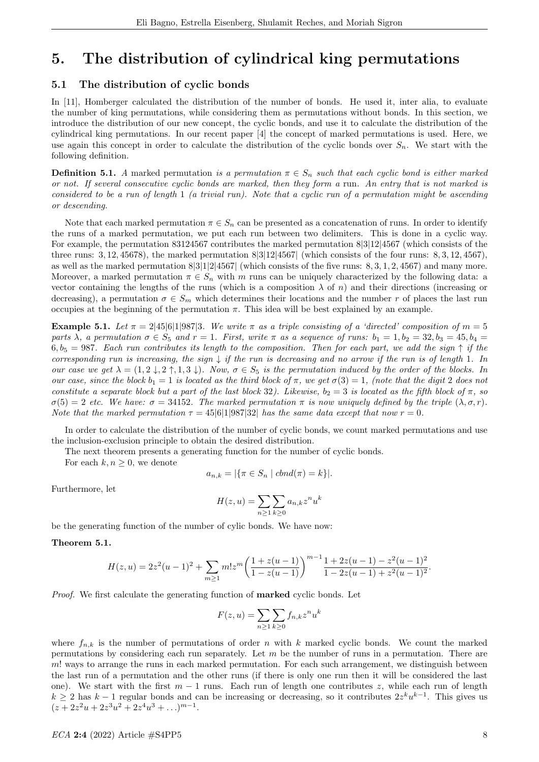# 5. The distribution of cylindrical king permutations

## 5.1 The distribution of cyclic bonds

In [11], Homberger calculated the distribution of the number of bonds. He used it, inter alia, to evaluate the number of king permutations, while considering them as permutations without bonds. In this section, we introduce the distribution of our new concept, the cyclic bonds, and use it to calculate the distribution of the cylindrical king permutations. In our recent paper [4] the concept of marked permutations is used. Here, we use again this concept in order to calculate the distribution of the cyclic bonds over $S_n$. We start with the following definition.

**Definition 5.1.** *A* marked permutation *is a permutation $\pi \in S_n$ such that each cyclic bond is either marked or not. If several consecutive cyclic bonds are marked, then they form a* run. *An entry that is not marked is considered to be a run of length 1 (a trivial run). Note that a cyclic run of a permutation might be ascending or descending.*

Note that each marked permutation $\pi \in S_n$ can be presented as a concatenation of runs. In order to identify the runs of a marked permutation, we put each run between two delimiters. This is done in a cyclic way. For example, the permutation 83124567 contributes the marked permutation 8|3|12|4567 (which consists of the three runs: 3, 12, 45678), the marked permutation 8|3|12|4567| (which consists of the four runs: 8, 3, 12, 4567), as well as the marked permutation 8|3|1|2|4567| (which consists of the five runs: 8, 3, 1, 2, 4567) and many more. Moreover, a marked permutation $\pi \in S_n$ with $m$ runs can be uniquely characterized by the following data: a vector containing the lengths of the runs (which is a composition $\lambda$ of $n$) and their directions (increasing or decreasing), a permutation $\sigma \in S_m$ which determines their locations and the number $r$ of places the last run occupies at the beginning of the permutation $\pi$. This idea will be best explained by an example.

**Example 5.1.** *Let $\pi = 2|45|6|1|987|3$. We write $\pi$ as a triple consisting of a 'directed' composition of $m = 5$ parts $\lambda$, a permutation $\sigma \in S_5$ and $r = 1$. First, write $\pi$ as a sequence of runs: $b_1 = 1, b_2 = 32, b_3 = 45, b_4 = 6, b_5 = 987$. Each run contributes its length to the composition. Then for each part, we add the sign $\uparrow$ if the corresponding run is increasing, the sign $\downarrow$ if the run is decreasing and no arrow if the run is of length 1. In our case we get $\lambda = (1, 2\downarrow, 2\uparrow, 1, 3\downarrow)$. Now, $\sigma \in S_5$ is the permutation induced by the order of the blocks. In our case, since the block $b_1 = 1$ is located as the third block of $\pi$, we get $\sigma(3) = 1$, (note that the digit 2 does not constitute a separate block but a part of the last block 32). Likewise, $b_2 = 3$ is located as the fifth block of $\pi$, so $\sigma(5) = 2$ etc. We have: $\sigma = 34152$. The marked permutation $\pi$ is now uniquely defined by the triple $(\lambda, \sigma, r)$. Note that the marked permutation $\tau = 45|6|1|987|32|$ has the same data except that now $r = 0$.*

In order to calculate the distribution of the number of cyclic bonds, we count marked permutations and use the inclusion-exclusion principle to obtain the desired distribution.

The next theorem presents a generating function for the number of cyclic bonds.

For each $k, n \geq 0$, we denote

$$a_{n,k} = |\{\pi \in S_n \mid cbnd(\pi) = k\}|.$$

Furthermore, let

$$H(z,u) = \sum_{n \geq 1} \sum_{k \geq 0} a_{n,k} z^n u^k$$

be the generating function of the number of cylic bonds. We have now:

**Theorem 5.1.**

$$H(z,u) = 2z^2(u-1)^2 + \sum_{m \geq 1} m! z^m \left( \frac{1 + z(u-1)}{1 - z(u-1)} \right)^{m-1} \frac{1 + 2z(u-1) - z^2(u-1)^2}{1 - 2z(u-1) + z^2(u-1)^2}.$$

*Proof.* We first calculate the generating function of **marked** cyclic bonds. Let

$$F(z,u) = \sum_{n \geq 1} \sum_{k \geq 0} f_{n,k} z^n u^k$$

where $f_{n,k}$ is the number of permutations of order $n$ with $k$ marked cyclic bonds. We count the marked permutations by considering each run separately. Let $m$ be the number of runs in a permutation. There are $m!$ ways to arrange the runs in each marked permutation. For each such arrangement, we distinguish between the last run of a permutation and the other runs (if there is only one run then it will be considered the last one). We start with the first $m-1$ runs. Each run of length one contributes $z$, while each run of length $k \geq 2$ has $k-1$ regular bonds and can be increasing or decreasing, so it contributes $2z^k u^{k-1}$. This gives us $(z + 2z^2u + 2z^3u^2 + 2z^4u^3 + \ldots)^{m-1}$.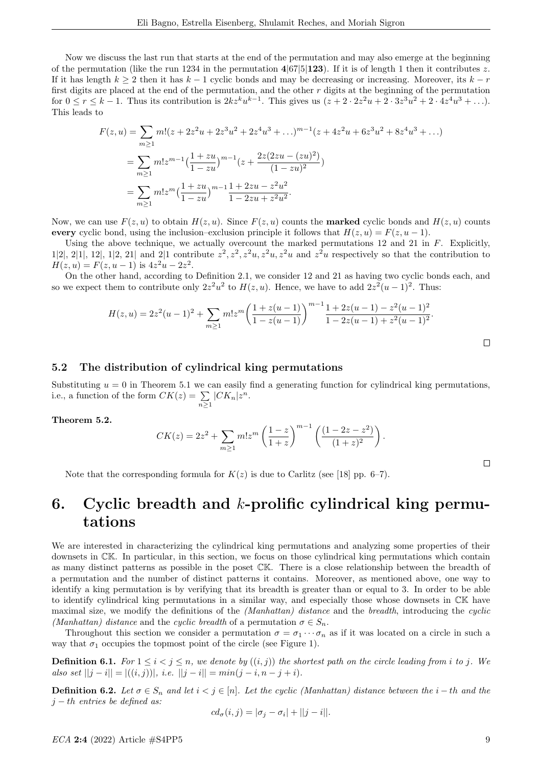Now we discuss the last run that starts at the end of the permutation and may also emerge at the beginning of the permutation (like the run 1234 in the permutation **4**|67|5|**123**). If it is of length 1 then it contributes $z$. If it has length $k \geq 2$ then it has $k-1$ cyclic bonds and may be decreasing or increasing. Moreover, its $k-r$ first digits are placed at the end of the permutation, and the other $r$ digits at the beginning of the permutation for $0 \leq r \leq k-1$. Thus its contribution is $2kz^k u^{k-1}$. This gives us $(z + 2\cdot 2z^2u + 2\cdot 3z^3u^2 + 2\cdot 4z^4u^3 + \ldots)$. This leads to

$$
\begin{aligned}
F(z,u) &= \sum_{m\geq 1} m!(z + 2z^2u + 2z^3u^2 + 2z^4u^3 + \ldots)^{m-1}(z + 4z^2u + 6z^3u^2 + 8z^4u^3 + \ldots) \\
&= \sum_{m\geq 1} m! z^{m-1}\Big(\frac{1+zu}{1-zu}\Big)^{m-1}\Big(z + \frac{2z(2zu-(zu)^2)}{(1-zu)^2}\Big) \\
&= \sum_{m\geq 1} m! z^{m}\Big(\frac{1+zu}{1-zu}\Big)^{m-1}\frac{1+2zu-z^2u^2}{1-2zu+z^2u^2}.
\end{aligned}
$$

Now, we can use $F(z,u)$ to obtain $H(z,u)$. Since $F(z,u)$ counts the **marked** cyclic bonds and $H(z,u)$ counts **every** cyclic bond, using the inclusion–exclusion principle it follows that $H(z,u) = F(z,u-1)$.

Using the above technique, we actually overcount the marked permutations 12 and 21 in $F$. Explicitly, 1|2|, 2|1|, 12|, 1|2, 21| and 2|1 contribute $z^2, z^2, z^2u, z^2u, z^2u$ and $z^2u$ respectively so that the contribution to $H(z,u) = F(z,u-1)$ is $4z^2u - 2z^2$.

On the other hand, according to Definition 2.1, we consider 12 and 21 as having two cyclic bonds each, and so we expect them to contribute only $2z^2u^2$ to $H(z,u)$. Hence, we have to add $2z^2(u-1)^2$. Thus:

$$
H(z,u) = 2z^2(u-1)^2 + \sum_{m\geq 1} m! z^m \left(\frac{1+z(u-1)}{1-z(u-1)}\right)^{m-1} \frac{1+2z(u-1)-z^2(u-1)^2}{1-2z(u-1)+z^2(u-1)^2}.
$$

□

### 5.2 The distribution of cylindrical king permutations

Substituting $u=0$ in Theorem 5.1 we can easily find a generating function for cylindrical king permutations, i.e., a function of the form $CK(z) = \sum_{n\geq 1} |CK_n| z^n$.

**Theorem 5.2.**

$$
CK(z) = 2z^2 + \sum_{m\geq 1} m! z^m \left(\frac{1-z}{1+z}\right)^{m-1}\left(\frac{(1-2z-z^2)}{(1+z)^2}\right).
$$

□

Note that the corresponding formula for $K(z)$ is due to Carlitz (see [18] pp. 6–7).

# 6. Cyclic breadth and $k$-prolific cylindrical king permutations

We are interested in characterizing the cylindrical king permutations and analyzing some properties of their downsets in $\mathbb{CK}$. In particular, in this section, we focus on those cylindrical king permutations which contain as many distinct patterns as possible in the poset $\mathbb{CK}$. There is a close relationship between the breadth of a permutation and the number of distinct patterns it contains. Moreover, as mentioned above, one way to identify a king permutation is by verifying that its breadth is greater than or equal to 3. In order to be able to identify cylindrical king permutations in a similar way, and especially those whose downsets in $\mathbb{CK}$ have maximal size, we modify the definitions of the *(Manhattan) distance* and the *breadth*, introducing the *cyclic (Manhattan) distance* and the *cyclic breadth* of a permutation $\sigma \in S_n$.

Throughout this section we consider a permutation $\sigma = \sigma_1 \cdots \sigma_n$ as if it was located on a circle in such a way that $\sigma_1$ occupies the topmost point of the circle (see Figure 1).

**Definition 6.1.** *For $1 \leq i < j \leq n$, we denote by $((i,j))$ the shortest path on the circle leading from $i$ to $j$. We also set $||j-i|| = |((i,j))|$, i.e. $||j-i|| = min(j-i, n-j+i)$.*

**Definition 6.2.** *Let $\sigma \in S_n$ and let $i < j \in [n]$. Let the cyclic (Manhattan) distance between the $i-th$ and the $j-th$ entries be defined as:*

$$
cd_\sigma(i,j) = |\sigma_j - \sigma_i| + ||j-i||.
$$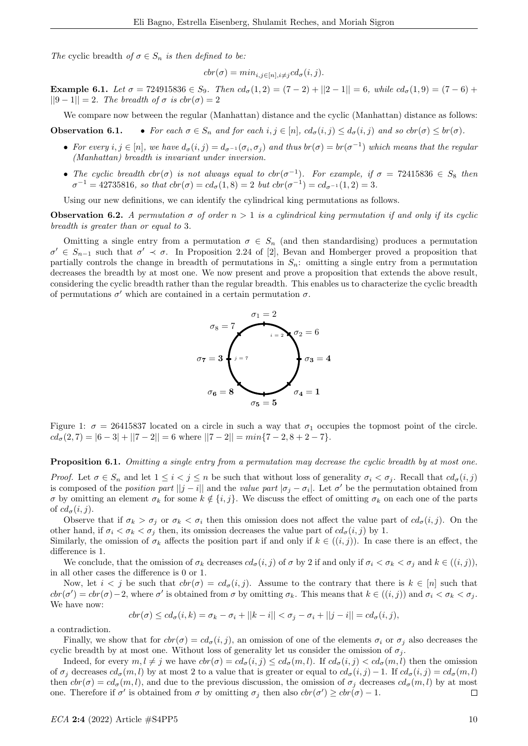*The* cyclic breadth *of $\sigma \in S_n$ is then defined to be:*

$$cbr(\sigma) = min_{i,j\in[n],i\neq j} cd_\sigma(i,j).$$

**Example 6.1.** *Let $\sigma = 724915836 \in S_9$. Then $cd_\sigma(1,2) = (7-2) + ||2-1|| = 6$, while $cd_\sigma(1,9) = (7-6) + ||9-1|| = 2$. The breadth of $\sigma$ is $cbr(\sigma) = 2$*

We compare now between the regular (Manhattan) distance and the cyclic (Manhattan) distance as follows:

**Observation 6.1.**

- *For each $\sigma \in S_n$ and for each $i,j \in [n]$, $cd_\sigma(i,j) \leq d_\sigma(i,j)$ and so $cbr(\sigma) \leq br(\sigma)$.*
- *For every $i,j \in [n]$, we have $d_\sigma(i,j) = d_{\sigma^{-1}}(\sigma_i,\sigma_j)$ and thus $br(\sigma) = br(\sigma^{-1})$ which means that the regular (Manhattan) breadth is invariant under inversion.*
- *The cyclic breadth $cbr(\sigma)$ is not always equal to $cbr(\sigma^{-1})$. For example, if $\sigma = 72415836 \in S_8$ then $\sigma^{-1} = 42735816$, so that $cbr(\sigma) = cd_\sigma(1,8) = 2$ but $cbr(\sigma^{-1}) = cd_{\sigma^{-1}}(1,2) = 3$.*

Using our new definitions, we can identify the cylindrical king permutations as follows.

**Observation 6.2.** *A permutation $\sigma$ of order $n > 1$ is a cylindrical king permutation if and only if its cyclic breadth is greater than or equal to 3.*

Omitting a single entry from a permutation $\sigma \in S_n$ (and then standardising) produces a permutation $\sigma' \in S_{n-1}$ such that $\sigma' \prec \sigma$. In Proposition 2.24 of [2], Bevan and Homberger proved a proposition that partially controls the change in breadth of permutations in $S_n$: omitting a single entry from a permutation decreases the breadth by at most one. We now present and prove a proposition that extends the above result, considering the cyclic breadth rather than the regular breadth. This enables us to characterize the cyclic breadth of permutations $\sigma'$ which are contained in a certain permutation $\sigma$.

Figure 1: $\sigma = 26415837$ located on a circle in such a way that $\sigma_1$ occupies the topmost point of the circle. $cd_\sigma(2,7) = |6-3| + ||7-2|| = 6$ where $||7-2|| = min\{7-2, 8+2-7\}$.

**Proposition 6.1.** *Omitting a single entry from a permutation may decrease the cyclic breadth by at most one.*

*Proof.* Let $\sigma \in S_n$ and let $1 \leq i < j \leq n$ be such that without loss of generality $\sigma_i < \sigma_j$. Recall that $cd_\sigma(i,j)$ is composed of the *position part* $||j-i||$ and the *value part* $|\sigma_j - \sigma_i|$. Let $\sigma'$ be the permutation obtained from $\sigma$ by omitting an element $\sigma_k$ for some $k \notin \{i,j\}$. We discuss the effect of omitting $\sigma_k$ on each one of the parts of $cd_\sigma(i,j)$.

Observe that if $\sigma_k > \sigma_j$ or $\sigma_k < \sigma_i$ then this omission does not affect the value part of $cd_\sigma(i,j)$. On the other hand, if $\sigma_i < \sigma_k < \sigma_j$ then, its omission decreases the value part of $cd_\sigma(i,j)$ by 1.
Similarly, the omission of $\sigma_k$ affects the position part if and only if $k \in ((i,j))$. In case there is an effect, the difference is 1.

We conclude, that the omission of $\sigma_k$ decreases $cd_\sigma(i,j)$ of $\sigma$ by 2 if and only if $\sigma_i < \sigma_k < \sigma_j$ and $k \in ((i,j))$, in all other cases the difference is 0 or 1.

Now, let $i < j$ be such that $cbr(\sigma) = cd_\sigma(i,j)$. Assume to the contrary that there is $k \in [n]$ such that $cbr(\sigma') = cbr(\sigma) - 2$, where $\sigma'$ is obtained from $\sigma$ by omitting $\sigma_k$. This means that $k \in ((i,j))$ and $\sigma_i < \sigma_k < \sigma_j$. We have now:

$$cbr(\sigma) \leq cd_\sigma(i,k) = \sigma_k - \sigma_i + ||k-i|| < \sigma_j - \sigma_i + ||j-i|| = cd_\sigma(i,j),$$

a contradiction.

Finally, we show that for $cbr(\sigma) = cd_\sigma(i,j)$, an omission of one of the elements $\sigma_i$ or $\sigma_j$ also decreases the cyclic breadth by at most one. Without loss of generality let us consider the omission of $\sigma_j$.

Indeed, for every $m,l \neq j$ we have $cbr(\sigma) = cd_\sigma(i,j) \leq cd_\sigma(m,l)$. If $cd_\sigma(i,j) < cd_\sigma(m,l)$ then the omission of $\sigma_j$ decreases $cd_\sigma(m,l)$ by at most 2 to a value that is greater or equal to $cd_\sigma(i,j) - 1$. If $cd_\sigma(i,j) = cd_\sigma(m,l)$ then $cbr(\sigma) = cd_\sigma(m,l)$, and due to the previous discussion, the omission of $\sigma_j$ decreases $cd_\sigma(m,l)$ by at most one. Therefore if $\sigma'$ is obtained from $\sigma$ by omitting $\sigma_j$ then also $cbr(\sigma') \geq cbr(\sigma) - 1$. □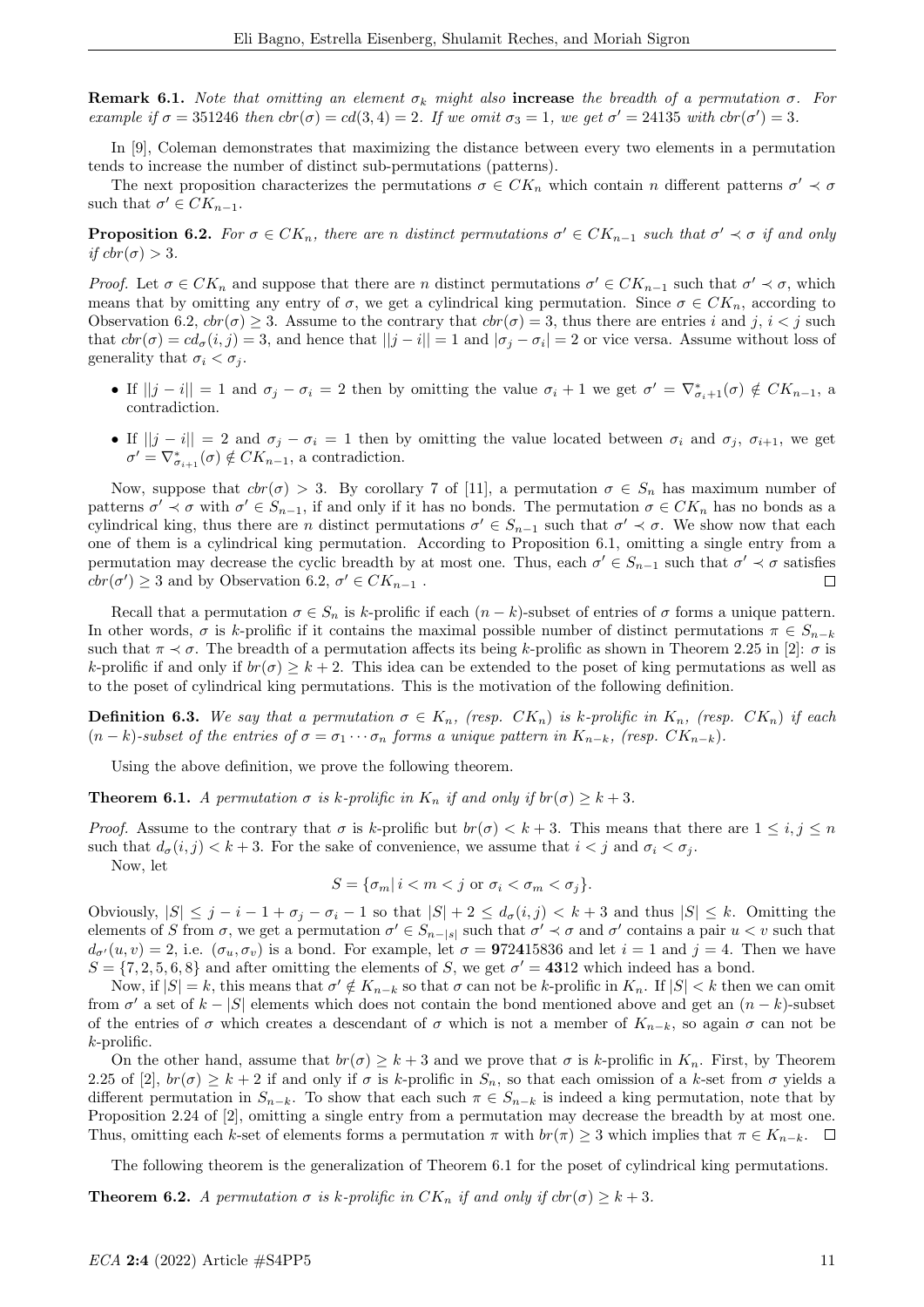**Remark 6.1.** *Note that omitting an element $\sigma_k$ might also* **increase** *the breadth of a permutation $\sigma$. For example if $\sigma = 351246$ then $cbr(\sigma) = cd(3,4) = 2$. If we omit $\sigma_3 = 1$, we get $\sigma' = 24135$ with $cbr(\sigma') = 3$.*

In [9], Coleman demonstrates that maximizing the distance between every two elements in a permutation tends to increase the number of distinct sub-permutations (patterns).

The next proposition characterizes the permutations $\sigma \in CK_n$ which contain $n$ different patterns $\sigma' \prec \sigma$ such that $\sigma' \in CK_{n-1}$.

**Proposition 6.2.** *For $\sigma \in CK_n$, there are $n$ distinct permutations $\sigma' \in CK_{n-1}$ such that $\sigma' \prec \sigma$ if and only if $cbr(\sigma) > 3$.*

*Proof.* Let $\sigma \in CK_n$ and suppose that there are $n$ distinct permutations $\sigma' \in CK_{n-1}$ such that $\sigma' \prec \sigma$, which means that by omitting any entry of $\sigma$, we get a cylindrical king permutation. Since $\sigma \in CK_n$, according to Observation 6.2, $cbr(\sigma) \geq 3$. Assume to the contrary that $cbr(\sigma) = 3$, thus there are entries $i$ and $j$, $i < j$ such that $cbr(\sigma) = cd_\sigma(i,j) = 3$, and hence that $||j - i|| = 1$ and $|\sigma_j - \sigma_i| = 2$ or vice versa. Assume without loss of generality that $\sigma_i < \sigma_j$.

- If $||j - i|| = 1$ and $\sigma_j - \sigma_i = 2$ then by omitting the value $\sigma_i + 1$ we get $\sigma' = \nabla^*_{\sigma_i+1}(\sigma) \notin CK_{n-1}$, a contradiction.
- If $||j - i|| = 2$ and $\sigma_j - \sigma_i = 1$ then by omitting the value located between $\sigma_i$ and $\sigma_j$, $\sigma_{i+1}$, we get $\sigma' = \nabla^*_{\sigma_{i+1}}(\sigma) \notin CK_{n-1}$, a contradiction.

Now, suppose that $cbr(\sigma) > 3$. By corollary 7 of [11], a permutation $\sigma \in S_n$ has maximum number of patterns $\sigma' \prec \sigma$ with $\sigma' \in S_{n-1}$, if and only if it has no bonds. The permutation $\sigma \in CK_n$ has no bonds as a cylindrical king, thus there are $n$ distinct permutations $\sigma' \in S_{n-1}$ such that $\sigma' \prec \sigma$. We show now that each one of them is a cylindrical king permutation. According to Proposition 6.1, omitting a single entry from a permutation may decrease the cyclic breadth by at most one. Thus, each $\sigma' \in S_{n-1}$ such that $\sigma' \prec \sigma$ satisfies $cbr(\sigma') \geq 3$ and by Observation 6.2, $\sigma' \in CK_{n-1}$ . ◻

Recall that a permutation $\sigma \in S_n$ is $k$-prolific if each $(n-k)$-subset of entries of $\sigma$ forms a unique pattern. In other words, $\sigma$ is $k$-prolific if it contains the maximal possible number of distinct permutations $\pi \in S_{n-k}$ such that $\pi \prec \sigma$. The breadth of a permutation affects its being $k$-prolific as shown in Theorem 2.25 in [2]: $\sigma$ is $k$-prolific if and only if $br(\sigma) \geq k + 2$. This idea can be extended to the poset of king permutations as well as to the poset of cylindrical king permutations. This is the motivation of the following definition.

**Definition 6.3.** *We say that a permutation $\sigma \in K_n$, (resp. $CK_n$) is $k$-prolific in $K_n$, (resp. $CK_n$) if each $(n-k)$-subset of the entries of $\sigma = \sigma_1 \cdots \sigma_n$ forms a unique pattern in $K_{n-k}$, (resp. $CK_{n-k}$).*

Using the above definition, we prove the following theorem.

**Theorem 6.1.** *A permutation $\sigma$ is $k$-prolific in $K_n$ if and only if $br(\sigma) \geq k + 3$.*

*Proof.* Assume to the contrary that $\sigma$ is $k$-prolific but $br(\sigma) < k + 3$. This means that there are $1 \leq i, j \leq n$ such that $d_\sigma(i,j) < k + 3$. For the sake of convenience, we assume that $i < j$ and $\sigma_i < \sigma_j$.

Now, let

$$S = \{\sigma_m | \, i < m < j \text{ or } \sigma_i < \sigma_m < \sigma_j\}.$$

Obviously, $|S| \leq j - i - 1 + \sigma_j - \sigma_i - 1$ so that $|S| + 2 \leq d_\sigma(i,j) < k + 3$ and thus $|S| \leq k$. Omitting the elements of $S$ from $\sigma$, we get a permutation $\sigma' \in S_{n-|s|}$ such that $\sigma' \prec \sigma$ and $\sigma'$ contains a pair $u < v$ such that $d_{\sigma'}(u,v) = 2$, i.e. $(\sigma_u, \sigma_v)$ is a bond. For example, let $\sigma = \mathbf{9}72\mathbf{4}15836$ and let $i = 1$ and $j = 4$. Then we have $S = \{7, 2, 5, 6, 8\}$ and after omitting the elements of $S$, we get $\sigma' = \mathbf{43}12$ which indeed has a bond.

Now, if $|S| = k$, this means that $\sigma' \notin K_{n-k}$ so that $\sigma$ can not be $k$-prolific in $K_n$. If $|S| < k$ then we can omit from $\sigma'$ a set of $k - |S|$ elements which does not contain the bond mentioned above and get an $(n-k)$-subset of the entries of $\sigma$ which creates a descendant of $\sigma$ which is not a member of $K_{n-k}$, so again $\sigma$ can not be $k$-prolific.

On the other hand, assume that $br(\sigma) \geq k + 3$ and we prove that $\sigma$ is $k$-prolific in $K_n$. First, by Theorem 2.25 of [2], $br(\sigma) \geq k + 2$ if and only if $\sigma$ is $k$-prolific in $S_n$, so that each omission of a $k$-set from $\sigma$ yields a different permutation in $S_{n-k}$. To show that each such $\pi \in S_{n-k}$ is indeed a king permutation, note that by Proposition 2.24 of [2], omitting a single entry from a permutation may decrease the breadth by at most one. Thus, omitting each $k$-set of elements forms a permutation $\pi$ with $br(\pi) \geq 3$ which implies that $\pi \in K_{n-k}$. ◻

The following theorem is the generalization of Theorem 6.1 for the poset of cylindrical king permutations.

**Theorem 6.2.** *A permutation $\sigma$ is $k$-prolific in $CK_n$ if and only if $cbr(\sigma) \geq k + 3$.*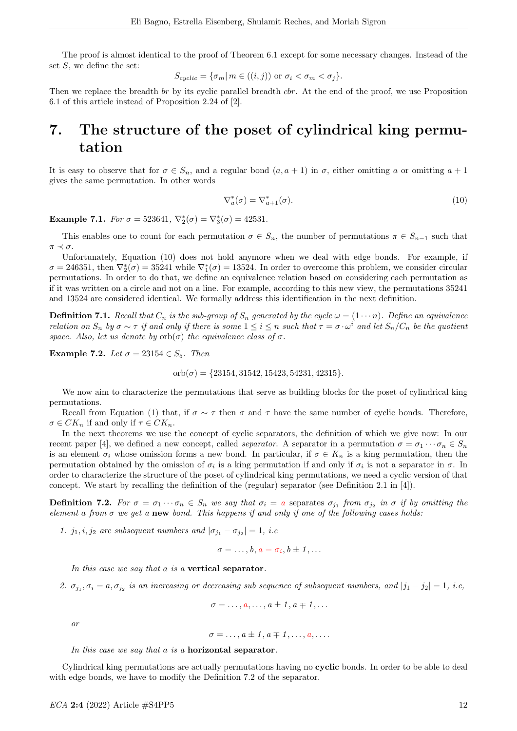The proof is almost identical to the proof of Theorem 6.1 except for some necessary changes. Instead of the set $S$, we define the set:

$$S_{cyclic} = \{\sigma_m | \, m \in ((i,j)) \text{ or } \sigma_i < \sigma_m < \sigma_j\}.$$

Then we replace the breadth $br$ by its cyclic parallel breadth $cbr$. At the end of the proof, we use Proposition 6.1 of this article instead of Proposition 2.24 of [2].

# 7. The structure of the poset of cylindrical king permutation

It is easy to observe that for $\sigma \in S_n$, and a regular bond $(a, a+1)$ in $\sigma$, either omitting $a$ or omitting $a+1$ gives the same permutation. In other words

$$\nabla^*_a(\sigma) = \nabla^*_{a+1}(\sigma). \tag{10}$$

**Example 7.1.** *For $\sigma = 523641$, $\nabla^*_2(\sigma) = \nabla^*_3(\sigma) = 42531$.*

This enables one to count for each permutation $\sigma \in S_n$, the number of permutations $\pi \in S_{n-1}$ such that $\pi \prec \sigma$.

Unfortunately, Equation (10) does not hold anymore when we deal with edge bonds. For example, if $\sigma = 246351$, then $\nabla^*_2(\sigma) = 35241$ while $\nabla^*_1(\sigma) = 13524$. In order to overcome this problem, we consider circular permutations. In order to do that, we define an equivalence relation based on considering each permutation as if it was written on a circle and not on a line. For example, according to this new view, the permutations 35241 and 13524 are considered identical. We formally address this identification in the next definition.

**Definition 7.1.** *Recall that $C_n$ is the sub-group of $S_n$ generated by the cycle $\omega = (1 \cdots n)$. Define an equivalence relation on $S_n$ by $\sigma \sim \tau$ if and only if there is some $1 \le i \le n$ such that $\tau = \sigma \cdot \omega^i$ and let $S_n/C_n$ be the quotient space. Also, let us denote by $\text{orb}(\sigma)$ the equivalence class of $\sigma$.*

**Example 7.2.** *Let $\sigma = 23154 \in S_5$. Then*

$$\text{orb}(\sigma) = \{23154, 31542, 15423, 54231, 42315\}.$$

We now aim to characterize the permutations that serve as building blocks for the poset of cylindrical king permutations.

Recall from Equation (1) that, if $\sigma \sim \tau$ then $\sigma$ and $\tau$ have the same number of cyclic bonds. Therefore, $\sigma \in CK_n$ if and only if $\tau \in CK_n$.

In the next theorems we use the concept of cyclic separators, the definition of which we give now: In our recent paper [4], we defined a new concept, called *separator*. A separator in a permutation $\sigma = \sigma_1 \cdots \sigma_n \in S_n$ is an element $\sigma_i$ whose omission forms a new bond. In particular, if $\sigma \in K_n$ is a king permutation, then the permutation obtained by the omission of $\sigma_i$ is a king permutation if and only if $\sigma_i$ is not a separator in $\sigma$. In order to characterize the structure of the poset of cylindrical king permutations, we need a cyclic version of that concept. We start by recalling the definition of the (regular) separator (see Definition 2.1 in [4]).

**Definition 7.2.** *For $\sigma = \sigma_1 \cdots \sigma_n \in S_n$ we say that $\sigma_i = a$ separates $\sigma_{j_1}$ from $\sigma_{j_2}$ in $\sigma$ if by omitting the element $a$ from $\sigma$ we get a **new** bond. This happens if and only if one of the following cases holds:*

1. *$j_1, i, j_2$ are subsequent numbers and $|\sigma_{j_1} - \sigma_{j_2}| = 1$, i.e*

$$\sigma = \ldots, b, a = \sigma_i, b \pm 1, \ldots$$

*In this case we say that $a$ is a **vertical separator**.*

2. *$\sigma_{j_1}, \sigma_i = a, \sigma_{j_2}$ is an increasing or decreasing sub sequence of subsequent numbers, and $|j_1 - j_2| = 1$, i.e,*

$$\sigma = \ldots, a, \ldots, a \pm 1, a \mp 1, \ldots$$

*or*

$$\sigma = \ldots, a \pm 1, a \mp 1, \ldots, a, \ldots.$$

*In this case we say that $a$ is a **horizontal separator**.*

Cylindrical king permutations are actually permutations having no **cyclic** bonds. In order to be able to deal with edge bonds, we have to modify the Definition 7.2 of the separator.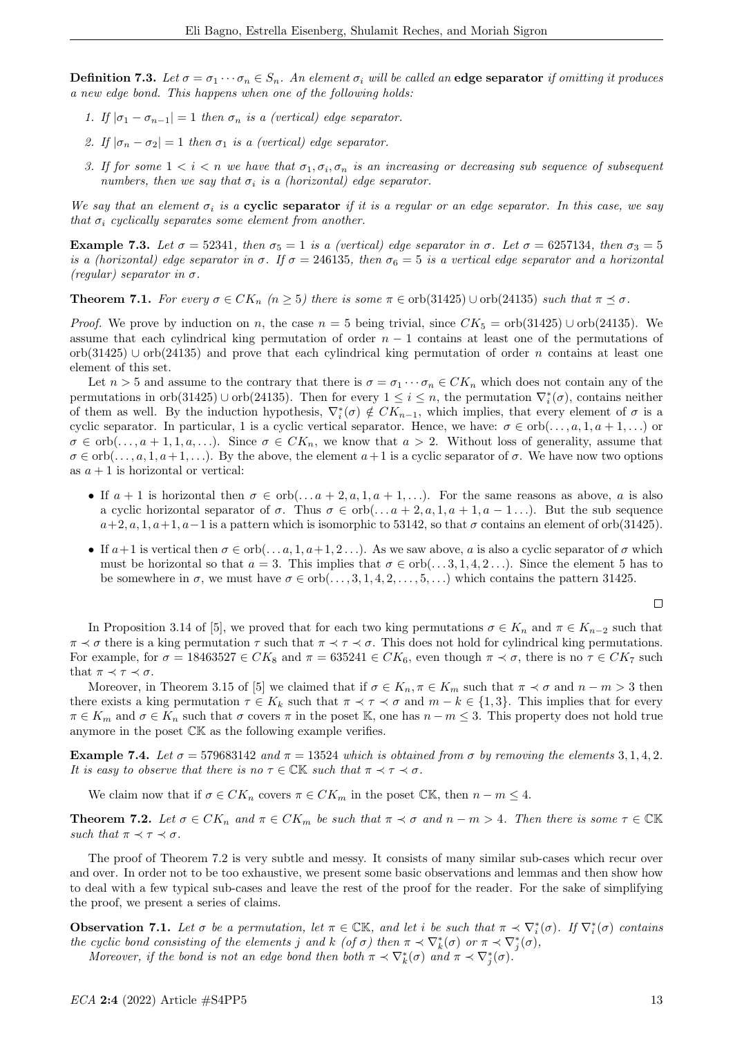**Definition 7.3.** *Let $\sigma = \sigma_1 \cdots \sigma_n \in S_n$. An element $\sigma_i$ will be called an* **edge separator** *if omitting it produces a new edge bond. This happens when one of the following holds:*

1. *If $|\sigma_1 - \sigma_{n-1}| = 1$ then $\sigma_n$ is a (vertical) edge separator.*
2. *If $|\sigma_n - \sigma_2| = 1$ then $\sigma_1$ is a (vertical) edge separator.*
3. *If for some $1 < i < n$ we have that $\sigma_1, \sigma_i, \sigma_n$ is an increasing or decreasing sub sequence of subsequent numbers, then we say that $\sigma_i$ is a (horizontal) edge separator.*

*We say that an element $\sigma_i$ is a* **cyclic separator** *if it is a regular or an edge separator. In this case, we say that $\sigma_i$ cyclically separates some element from another.*

**Example 7.3.** *Let $\sigma = 52341$, then $\sigma_5 = 1$ is a (vertical) edge separator in $\sigma$. Let $\sigma = 6257134$, then $\sigma_3 = 5$ is a (horizontal) edge separator in $\sigma$. If $\sigma = 246135$, then $\sigma_6 = 5$ is a vertical edge separator and a horizontal (regular) separator in $\sigma$.*

**Theorem 7.1.** *For every $\sigma \in CK_n$ ($n \geq 5$) there is some $\pi \in \text{orb}(31425) \cup \text{orb}(24135)$ such that $\pi \preceq \sigma$.*

*Proof.* We prove by induction on $n$, the case $n = 5$ being trivial, since $CK_5 = \text{orb}(31425) \cup \text{orb}(24135)$. We assume that each cylindrical king permutation of order $n-1$ contains at least one of the permutations of $\text{orb}(31425) \cup \text{orb}(24135)$ and prove that each cylindrical king permutation of order $n$ contains at least one element of this set.

Let $n > 5$ and assume to the contrary that there is $\sigma = \sigma_1 \cdots \sigma_n \in CK_n$ which does not contain any of the permutations in $\text{orb}(31425) \cup \text{orb}(24135)$. Then for every $1 \leq i \leq n$, the permutation $\nabla_i^*(\sigma)$, contains neither of them as well. By the induction hypothesis, $\nabla_i^*(\sigma) \notin CK_{n-1}$, which implies, that every element of $\sigma$ is a cyclic separator. In particular, 1 is a cyclic vertical separator. Hence, we have: $\sigma \in \text{orb}(\ldots, a, 1, a+1, \ldots)$ or $\sigma \in \text{orb}(\ldots, a+1, 1, a, \ldots)$. Since $\sigma \in CK_n$, we know that $a > 2$. Without loss of generality, assume that $\sigma \in \text{orb}(\ldots, a, 1, a+1, \ldots)$. By the above, the element $a+1$ is a cyclic separator of $\sigma$. We have now two options as $a+1$ is horizontal or vertical:

- If $a+1$ is horizontal then $\sigma \in \text{orb}(\ldots a+2, a, 1, a+1, \ldots)$. For the same reasons as above, $a$ is also a cyclic horizontal separator of $\sigma$. Thus $\sigma \in \text{orb}(\ldots a+2, a, 1, a+1, a-1 \ldots)$. But the sub sequence $a+2, a, 1, a+1, a-1$ is a pattern which is isomorphic to 53142, so that $\sigma$ contains an element of $\text{orb}(31425)$.
- If $a+1$ is vertical then $\sigma \in \text{orb}(\ldots a, 1, a+1, 2 \ldots)$. As we saw above, $a$ is also a cyclic separator of $\sigma$ which must be horizontal so that $a = 3$. This implies that $\sigma \in \text{orb}(\ldots 3, 1, 4, 2 \ldots)$. Since the element 5 has to be somewhere in $\sigma$, we must have $\sigma \in \text{orb}(\ldots, 3, 1, 4, 2, \ldots, 5, \ldots)$ which contains the pattern 31425.

$\square$

In Proposition 3.14 of [5], we proved that for each two king permutations $\sigma \in K_n$ and $\pi \in K_{n-2}$ such that $\pi \prec \sigma$ there is a king permutation $\tau$ such that $\pi \prec \tau \prec \sigma$. This does not hold for cylindrical king permutations. For example, for $\sigma = 18463527 \in CK_8$ and $\pi = 635241 \in CK_6$, even though $\pi \prec \sigma$, there is no $\tau \in CK_7$ such that $\pi \prec \tau \prec \sigma$.

Moreover, in Theorem 3.15 of [5] we claimed that if $\sigma \in K_n, \pi \in K_m$ such that $\pi \prec \sigma$ and $n - m > 3$ then there exists a king permutation $\tau \in K_k$ such that $\pi \prec \tau \prec \sigma$ and $m - k \in \{1, 3\}$. This implies that for every $\pi \in K_m$ and $\sigma \in K_n$ such that $\sigma$ covers $\pi$ in the poset $\mathbb{K}$, one has $n - m \leq 3$. This property does not hold true anymore in the poset $\mathbb{CK}$ as the following example verifies.

**Example 7.4.** *Let $\sigma = 579683142$ and $\pi = 13524$ which is obtained from $\sigma$ by removing the elements $3, 1, 4, 2$. It is easy to observe that there is no $\tau \in \mathbb{CK}$ such that $\pi \prec \tau \prec \sigma$.*

We claim now that if $\sigma \in CK_n$ covers $\pi \in CK_m$ in the poset $\mathbb{CK}$, then $n - m \leq 4$.

**Theorem 7.2.** *Let $\sigma \in CK_n$ and $\pi \in CK_m$ be such that $\pi \prec \sigma$ and $n - m > 4$. Then there is some $\tau \in \mathbb{CK}$ such that $\pi \prec \tau \prec \sigma$.*

The proof of Theorem 7.2 is very subtle and messy. It consists of many similar sub-cases which recur over and over. In order not to be too exhaustive, we present some basic observations and lemmas and then show how to deal with a few typical sub-cases and leave the rest of the proof for the reader. For the sake of simplifying the proof, we present a series of claims.

**Observation 7.1.** *Let $\sigma$ be a permutation, let $\pi \in \mathbb{CK}$, and let $i$ be such that $\pi \prec \nabla_i^*(\sigma)$. If $\nabla_i^*(\sigma)$ contains the cyclic bond consisting of the elements $j$ and $k$ (of $\sigma$) then $\pi \prec \nabla_k^*(\sigma)$ or $\pi \prec \nabla_j^*(\sigma)$,*

*Moreover, if the bond is not an edge bond then both $\pi \prec \nabla_k^*(\sigma)$ and $\pi \prec \nabla_j^*(\sigma)$.*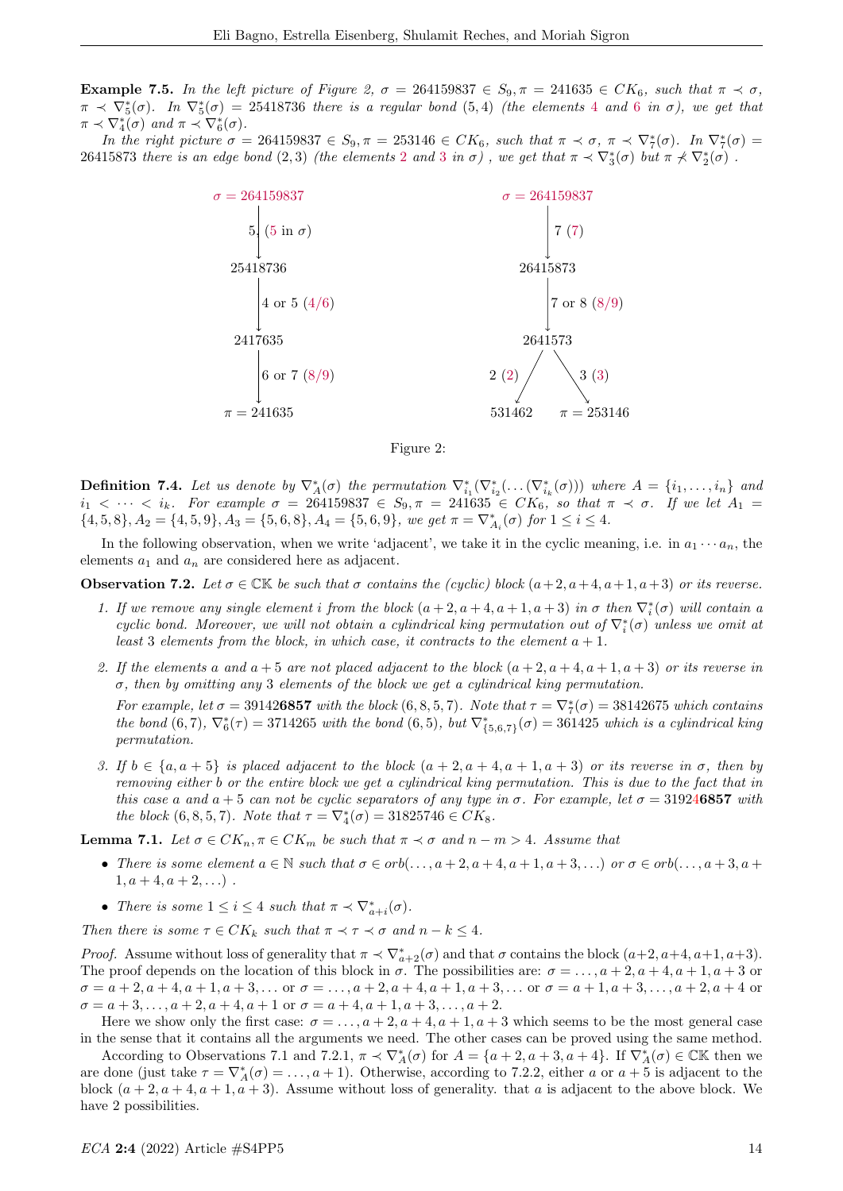**Example 7.5.** *In the left picture of Figure 2, $\sigma = 264159837 \in S_9, \pi = 241635 \in CK_6$, such that $\pi \prec \sigma$, $\pi \prec \nabla_5^*(\sigma)$. In $\nabla_5^*(\sigma) = 25418736$ there is a regular bond $(5,4)$ (the elements 4 and 6 in $\sigma$), we get that $\pi \prec \nabla_4^*(\sigma)$ and $\pi \prec \nabla_6^*(\sigma)$.*

*In the right picture $\sigma = 264159837 \in S_9, \pi = 253146 \in CK_6$, such that $\pi \prec \sigma$, $\pi \prec \nabla_7^*(\sigma)$. In $\nabla_7^*(\sigma) = 26415873$ there is an edge bond $(2,3)$ (the elements 2 and 3 in $\sigma$), we get that $\pi \prec \nabla_3^*(\sigma)$ but $\pi \not\prec \nabla_2^*(\sigma)$.*

Left: $\sigma = 264159837$ → (5, (5 in $\sigma$)) → 25418736 → (4 or 5 (4/6)) → 2417635 → (6 or 7 (8/9)) → $\pi = 241635$

Right: $\sigma = 264159837$ → (7 (7)) → 26415873 → (7 or 8 (8/9)) → 2641573 → (2 (2)) → 531462; 2641573 → (3 (3)) → $\pi = 253146$

Figure 2:

**Definition 7.4.** *Let us denote by $\nabla_A^*(\sigma)$ the permutation $\nabla_{i_1}^*(\nabla_{i_2}^*(\dots(\nabla_{i_k}^*(\sigma)))$ where $A = \{i_1, \dots, i_n\}$ and $i_1 < \dots < i_k$. For example $\sigma = 264159837 \in S_9, \pi = 241635 \in CK_6$, so that $\pi \prec \sigma$. If we let $A_1 = \{4,5,8\}, A_2 = \{4,5,9\}, A_3 = \{5,6,8\}, A_4 = \{5,6,9\}$, we get $\pi = \nabla_{A_i}^*(\sigma)$ for $1 \le i \le 4$.*

In the following observation, when we write 'adjacent', we take it in the cyclic meaning, i.e. in $a_1 \cdots a_n$, the elements $a_1$ and $a_n$ are considered here as adjacent.

**Observation 7.2.** *Let $\sigma \in \mathbb{CK}$ be such that $\sigma$ contains the (cyclic) block $(a+2, a+4, a+1, a+3)$ or its reverse.*

1. *If we remove any single element $i$ from the block $(a+2, a+4, a+1, a+3)$ in $\sigma$ then $\nabla_i^*(\sigma)$ will contain a cyclic bond. Moreover, we will not obtain a cylindrical king permutation out of $\nabla_i^*(\sigma)$ unless we omit at least 3 elements from the block, in which case, it contracts to the element $a+1$.*
2. *If the elements $a$ and $a+5$ are not placed adjacent to the block $(a+2, a+4, a+1, a+3)$ or its reverse in $\sigma$, then by omitting any 3 elements of the block we get a cylindrical king permutation.*

   *For example, let $\sigma = 39142\mathbf{6857}$ with the block $(6,8,5,7)$. Note that $\tau = \nabla_7^*(\sigma) = 38142675$ which contains the bond $(6,7)$, $\nabla_6^*(\tau) = 3714265$ with the bond $(6,5)$, but $\nabla_{\{5,6,7\}}^*(\sigma) = 361425$ which is a cylindrical king permutation.*
3. *If $b \in \{a, a+5\}$ is placed adjacent to the block $(a+2, a+4, a+1, a+3)$ or its reverse in $\sigma$, then by removing either $b$ or the entire block we get a cylindrical king permutation. This is due to the fact that in this case $a$ and $a+5$ can not be cyclic separators of any type in $\sigma$. For example, let $\sigma = 3192\mathbf{46857}$ with the block $(6,8,5,7)$. Note that $\tau = \nabla_4^*(\sigma) = 31825746 \in CK_8$.*

**Lemma 7.1.** *Let $\sigma \in CK_n, \pi \in CK_m$ be such that $\pi \prec \sigma$ and $n - m > 4$. Assume that*

- *There is some element $a \in \mathbb{N}$ such that $\sigma \in orb(\dots, a+2, a+4, a+1, a+3, \dots)$ or $\sigma \in orb(\dots, a+3, a+1, a+4, a+2, \dots)$.*
- *There is some $1 \le i \le 4$ such that $\pi \prec \nabla_{a+i}^*(\sigma)$.*

*Then there is some $\tau \in CK_k$ such that $\pi \prec \tau \prec \sigma$ and $n - k \le 4$.*

*Proof.* Assume without loss of generality that $\pi \prec \nabla_{a+2}^*(\sigma)$ and that $\sigma$ contains the block $(a+2, a+4, a+1, a+3)$. The proof depends on the location of this block in $\sigma$. The possibilities are: $\sigma = \dots, a+2, a+4, a+1, a+3$ or $\sigma = a+2, a+4, a+1, a+3, \dots$ or $\sigma = \dots, a+2, a+4, a+1, a+3, \dots$ or $\sigma = a+1, a+3, \dots, a+2, a+4$ or $\sigma = a+3, \dots, a+2, a+4, a+1$ or $\sigma = a+4, a+1, a+3, \dots, a+2$.

Here we show only the first case: $\sigma = \dots, a+2, a+4, a+1, a+3$ which seems to be the most general case in the sense that it contains all the arguments we need. The other cases can be proved using the same method.

According to Observations 7.1 and 7.2.1, $\pi \prec \nabla_A^*(\sigma)$ for $A = \{a+2, a+3, a+4\}$. If $\nabla_A^*(\sigma) \in \mathbb{CK}$ then we are done (just take $\tau = \nabla_A^*(\sigma) = \dots, a+1$). Otherwise, according to 7.2.2, either $a$ or $a+5$ is adjacent to the block $(a+2, a+4, a+1, a+3)$. Assume without loss of generality. that $a$ is adjacent to the above block. We have 2 possibilities.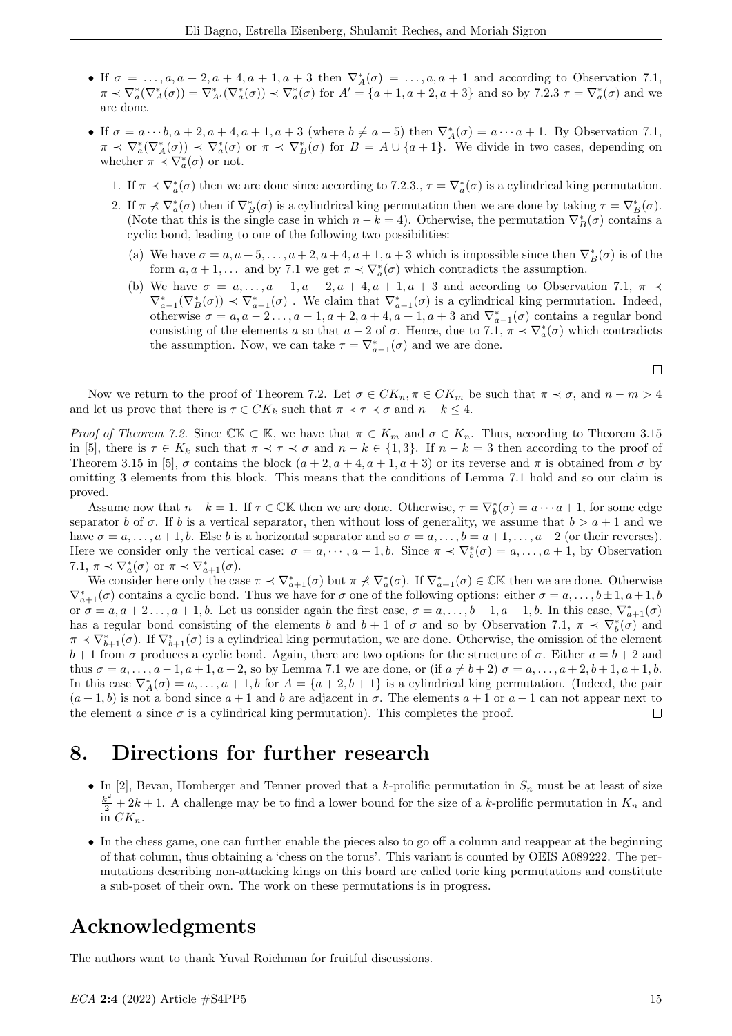- If $\sigma = \ldots, a, a+2, a+4, a+1, a+3$ then $\nabla^*_A(\sigma) = \ldots, a, a+1$ and according to Observation 7.1, $\pi \prec \nabla^*_a(\nabla^*_A(\sigma)) = \nabla^*_{A'}(\nabla^*_a(\sigma)) \prec \nabla^*_a(\sigma)$ for $A' = \{a+1, a+2, a+3\}$ and so by 7.2.3 $\tau = \nabla^*_a(\sigma)$ and we are done.

- If $\sigma = a \cdots b, a+2, a+4, a+1, a+3$ (where $b \neq a+5$) then $\nabla^*_A(\sigma) = a \cdots a+1$. By Observation 7.1, $\pi \prec \nabla^*_a(\nabla^*_A(\sigma)) \prec \nabla^*_a(\sigma)$ or $\pi \prec \nabla^*_B(\sigma)$ for $B = A \cup \{a+1\}$. We divide in two cases, depending on whether $\pi \prec \nabla^*_a(\sigma)$ or not.

  1. If $\pi \prec \nabla^*_a(\sigma)$ then we are done since according to 7.2.3., $\tau = \nabla^*_a(\sigma)$ is a cylindrical king permutation.
  2. If $\pi \not\prec \nabla^*_a(\sigma)$ then if $\nabla^*_B(\sigma)$ is a cylindrical king permutation then we are done by taking $\tau = \nabla^*_B(\sigma)$. (Note that this is the single case in which $n-k=4$). Otherwise, the permutation $\nabla^*_B(\sigma)$ contains a cyclic bond, leading to one of the following two possibilities:
     (a) We have $\sigma = a, a+5, \ldots, a+2, a+4, a+1, a+3$ which is impossible since then $\nabla^*_B(\sigma)$ is of the form $a, a+1, \ldots$ and by 7.1 we get $\pi \prec \nabla^*_a(\sigma)$ which contradicts the assumption.
     (b) We have $\sigma = a, \ldots, a-1, a+2, a+4, a+1, a+3$ and according to Observation 7.1, $\pi \prec \nabla^*_{a-1}(\nabla^*_B(\sigma)) \prec \nabla^*_{a-1}(\sigma)$ . We claim that $\nabla^*_{a-1}(\sigma)$ is a cylindrical king permutation. Indeed, otherwise $\sigma = a, a-2 \ldots, a-1, a+2, a+4, a+1, a+3$ and $\nabla^*_{a-1}(\sigma)$ contains a regular bond consisting of the elements $a$ so that $a-2$ of $\sigma$. Hence, due to 7.1, $\pi \prec \nabla^*_a(\sigma)$ which contradicts the assumption. Now, we can take $\tau = \nabla^*_{a-1}(\sigma)$ and we are done.

□

Now we return to the proof of Theorem 7.2. Let $\sigma \in CK_n, \pi \in CK_m$ be such that $\pi \prec \sigma$, and $n - m > 4$ and let us prove that there is $\tau \in CK_k$ such that $\pi \prec \tau \prec \sigma$ and $n - k \leq 4$.

*Proof of Theorem 7.2.* Since $\mathbb{CK} \subset \mathbb{K}$, we have that $\pi \in K_m$ and $\sigma \in K_n$. Thus, according to Theorem 3.15 in [5], there is $\tau \in K_k$ such that $\pi \prec \tau \prec \sigma$ and $n - k \in \{1, 3\}$. If $n - k = 3$ then according to the proof of Theorem 3.15 in [5], $\sigma$ contains the block $(a+2, a+4, a+1, a+3)$ or its reverse and $\pi$ is obtained from $\sigma$ by omitting 3 elements from this block. This means that the conditions of Lemma 7.1 hold and so our claim is proved.

Assume now that $n - k = 1$. If $\tau \in \mathbb{CK}$ then we are done. Otherwise, $\tau = \nabla^*_b(\sigma) = a \cdots a+1$, for some edge separator $b$ of $\sigma$. If $b$ is a vertical separator, then without loss of generality, we assume that $b > a+1$ and we have $\sigma = a, \ldots, a+1, b$. Else $b$ is a horizontal separator and so $\sigma = a, \ldots, b = a+1, \ldots, a+2$ (or their reverses). Here we consider only the vertical case: $\sigma = a, \cdots, a+1, b$. Since $\pi \prec \nabla^*_b(\sigma) = a, \ldots, a+1$, by Observation 7.1, $\pi \prec \nabla^*_a(\sigma)$ or $\pi \prec \nabla^*_{a+1}(\sigma)$.

We consider here only the case $\pi \prec \nabla^*_{a+1}(\sigma)$ but $\pi \not\prec \nabla^*_a(\sigma)$. If $\nabla^*_{a+1}(\sigma) \in \mathbb{CK}$ then we are done. Otherwise $\nabla^*_{a+1}(\sigma)$ contains a cyclic bond. Thus we have for $\sigma$ one of the following options: either $\sigma = a, \ldots, b \pm 1, a+1, b$ or $\sigma = a, a+2 \ldots, a+1, b$. Let us consider again the first case, $\sigma = a, \ldots, b+1, a+1, b$. In this case, $\nabla^*_{a+1}(\sigma)$ has a regular bond consisting of the elements $b$ and $b+1$ of $\sigma$ and so by Observation 7.1, $\pi \prec \nabla^*_b(\sigma)$ and $\pi \prec \nabla^*_{b+1}(\sigma)$. If $\nabla^*_{b+1}(\sigma)$ is a cylindrical king permutation, we are done. Otherwise, the omission of the element $b+1$ from $\sigma$ produces a cyclic bond. Again, there are two options for the structure of $\sigma$. Either $a = b+2$ and thus $\sigma = a, \ldots, a-1, a+1, a-2$, so by Lemma 7.1 we are done, or (if $a \neq b+2$) $\sigma = a, \ldots, a+2, b+1, a+1, b$. In this case $\nabla^*_A(\sigma) = a, \ldots, a+1, b$ for $A = \{a+2, b+1\}$ is a cylindrical king permutation. (Indeed, the pair $(a+1, b)$ is not a bond since $a+1$ and $b$ are adjacent in $\sigma$. The elements $a+1$ or $a-1$ can not appear next to the element $a$ since $\sigma$ is a cylindrical king permutation). This completes the proof. □

# 8. Directions for further research

- In [2], Bevan, Homberger and Tenner proved that a $k$-prolific permutation in $S_n$ must be at least of size $\frac{k^2}{2} + 2k + 1$. A challenge may be to find a lower bound for the size of a $k$-prolific permutation in $K_n$ and in $CK_n$.
- In the chess game, one can further enable the pieces also to go off a column and reappear at the beginning of that column, thus obtaining a 'chess on the torus'. This variant is counted by OEIS A089222. The permutations describing non-attacking kings on this board are called toric king permutations and constitute a sub-poset of their own. The work on these permutations is in progress.

# Acknowledgments

The authors want to thank Yuval Roichman for fruitful discussions.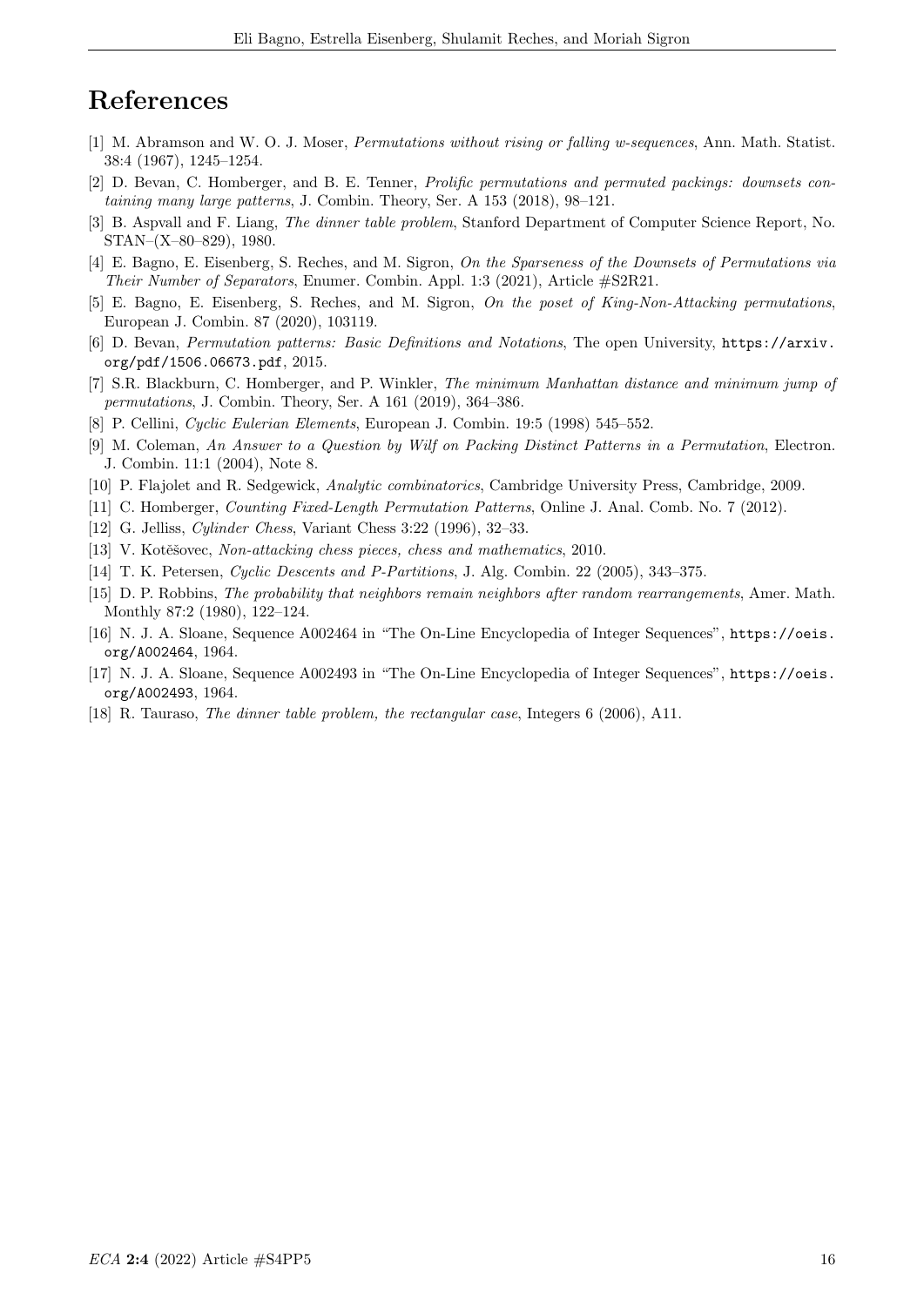# References

[1] M. Abramson and W. O. J. Moser, *Permutations without rising or falling w-sequences*, Ann. Math. Statist. 38:4 (1967), 1245–1254.

[2] D. Bevan, C. Homberger, and B. E. Tenner, *Prolific permutations and permuted packings: downsets containing many large patterns*, J. Combin. Theory, Ser. A 153 (2018), 98–121.

[3] B. Aspvall and F. Liang, *The dinner table problem*, Stanford Department of Computer Science Report, No. STAN–(X–80–829), 1980.

[4] E. Bagno, E. Eisenberg, S. Reches, and M. Sigron, *On the Sparseness of the Downsets of Permutations via Their Number of Separators*, Enumer. Combin. Appl. 1:3 (2021), Article #S2R21.

[5] E. Bagno, E. Eisenberg, S. Reches, and M. Sigron, *On the poset of King-Non-Attacking permutations*, European J. Combin. 87 (2020), 103119.

[6] D. Bevan, *Permutation patterns: Basic Definitions and Notations*, The open University, `https://arxiv.org/pdf/1506.06673.pdf`, 2015.

[7] S.R. Blackburn, C. Homberger, and P. Winkler, *The minimum Manhattan distance and minimum jump of permutations*, J. Combin. Theory, Ser. A 161 (2019), 364–386.

[8] P. Cellini, *Cyclic Eulerian Elements*, European J. Combin. 19:5 (1998) 545–552.

[9] M. Coleman, *An Answer to a Question by Wilf on Packing Distinct Patterns in a Permutation*, Electron. J. Combin. 11:1 (2004), Note 8.

[10] P. Flajolet and R. Sedgewick, *Analytic combinatorics*, Cambridge University Press, Cambridge, 2009.

[11] C. Homberger, *Counting Fixed-Length Permutation Patterns*, Online J. Anal. Comb. No. 7 (2012).

[12] G. Jelliss, *Cylinder Chess*, Variant Chess 3:22 (1996), 32–33.

[13] V. Kotěšovec, *Non-attacking chess pieces, chess and mathematics*, 2010.

[14] T. K. Petersen, *Cyclic Descents and P-Partitions*, J. Alg. Combin. 22 (2005), 343–375.

[15] D. P. Robbins, *The probability that neighbors remain neighbors after random rearrangements*, Amer. Math. Monthly 87:2 (1980), 122–124.

[16] N. J. A. Sloane, Sequence A002464 in "The On-Line Encyclopedia of Integer Sequences", `https://oeis.org/A002464`, 1964.

[17] N. J. A. Sloane, Sequence A002493 in "The On-Line Encyclopedia of Integer Sequences", `https://oeis.org/A002493`, 1964.

[18] R. Tauraso, *The dinner table problem, the rectangular case*, Integers 6 (2006), A11.